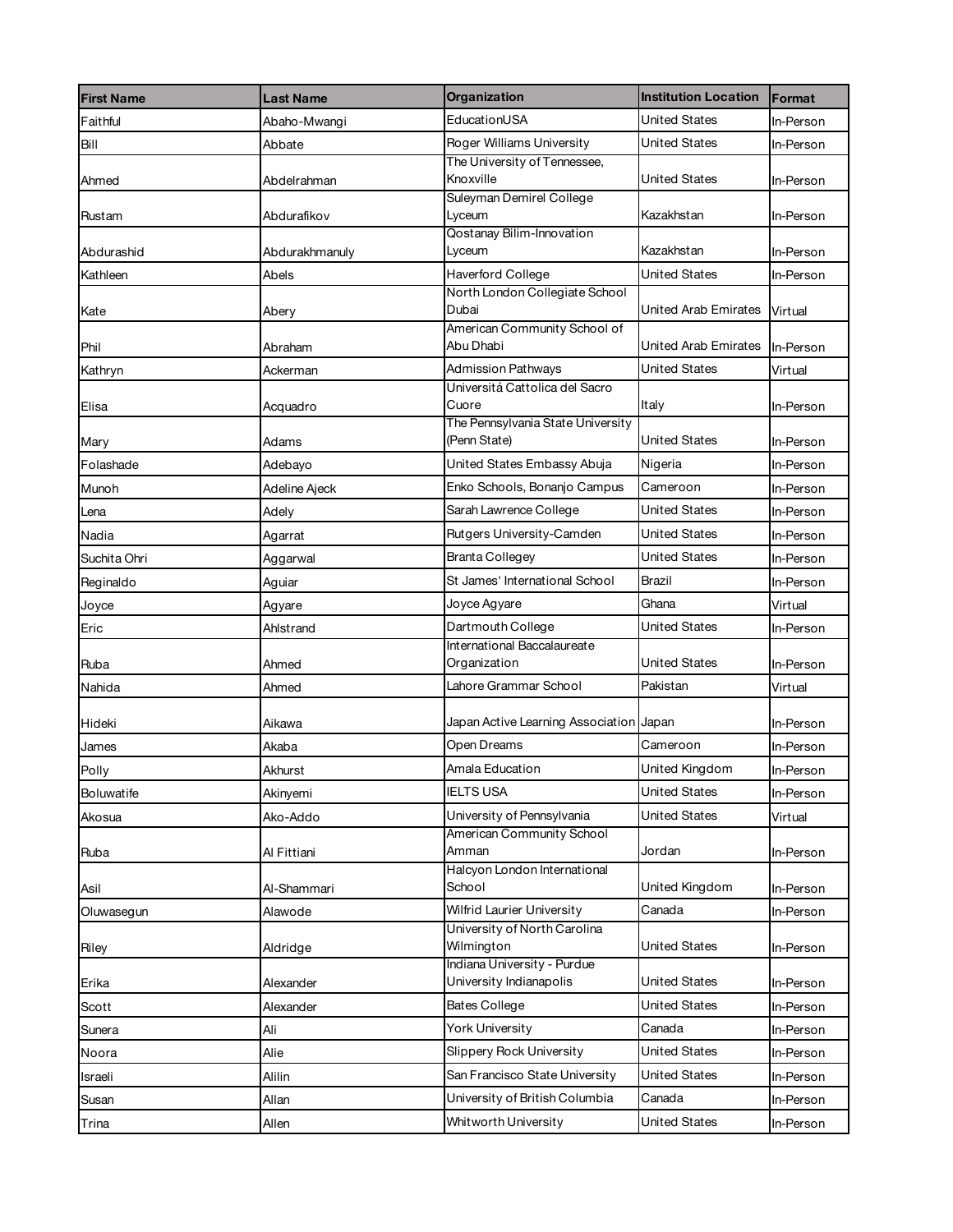| First Name | Last Name | Organization | Institution Location | Format |
|---|---|---|---|---|
| Faithful | Abaho-Mwangi | EducationUSA | United States | In-Person |
| Bill | Abbate | Roger Williams University | United States | In-Person |
| Ahmed | Abdelrahman | The University of Tennessee, Knoxville | United States | In-Person |
| Rustam | Abdurafikov | Suleyman Demirel College Lyceum | Kazakhstan | In-Person |
| Abdurashid | Abdurakhmanuly | Qostanay Bilim-Innovation Lyceum | Kazakhstan | In-Person |
| Kathleen | Abels | Haverford College | United States | In-Person |
| Kate | Abery | North London Collegiate School Dubai | United Arab Emirates | Virtual |
| Phil | Abraham | American Community School of Abu Dhabi | United Arab Emirates | In-Person |
| Kathryn | Ackerman | Admission Pathways | United States | Virtual |
| Elisa | Acquadro | Universitá Cattolica del Sacro Cuore | Italy | In-Person |
| Mary | Adams | The Pennsylvania State University (Penn State) | United States | In-Person |
| Folashade | Adebayo | United States Embassy Abuja | Nigeria | In-Person |
| Munoh | Adeline Ajeck | Enko Schools, Bonanjo Campus | Cameroon | In-Person |
| Lena | Adely | Sarah Lawrence College | United States | In-Person |
| Nadia | Agarrat | Rutgers University-Camden | United States | In-Person |
| Suchita Ohri | Aggarwal | Branta Collegey | United States | In-Person |
| Reginaldo | Aguiar | St James' International School | Brazil | In-Person |
| Joyce | Agyare | Joyce Agyare | Ghana | Virtual |
| Eric | Ahlstrand | Dartmouth College | United States | In-Person |
| Ruba | Ahmed | International Baccalaureate Organization | United States | In-Person |
| Nahida | Ahmed | Lahore Grammar School | Pakistan | Virtual |
| Hideki | Aikawa | Japan Active Learning Association | Japan | In-Person |
| James | Akaba | Open Dreams | Cameroon | In-Person |
| Polly | Akhurst | Amala Education | United Kingdom | In-Person |
| Boluwatife | Akinyemi | IELTS USA | United States | In-Person |
| Akosua | Ako-Addo | University of Pennsylvania | United States | Virtual |
| Ruba | Al Fittiani | American Community School Amman | Jordan | In-Person |
| Asil | Al-Shammari | Halcyon London International School | United Kingdom | In-Person |
| Oluwasegun | Alawode | Wilfrid Laurier University | Canada | In-Person |
| Riley | Aldridge | University of North Carolina Wilmington | United States | In-Person |
| Erika | Alexander | Indiana University - Purdue University Indianapolis | United States | In-Person |
| Scott | Alexander | Bates College | United States | In-Person |
| Sunera | Ali | York University | Canada | In-Person |
| Noora | Alie | Slippery Rock University | United States | In-Person |
| Israeli | Alilin | San Francisco State University | United States | In-Person |
| Susan | Allan | University of British Columbia | Canada | In-Person |
| Trina | Allen | Whitworth University | United States | In-Person |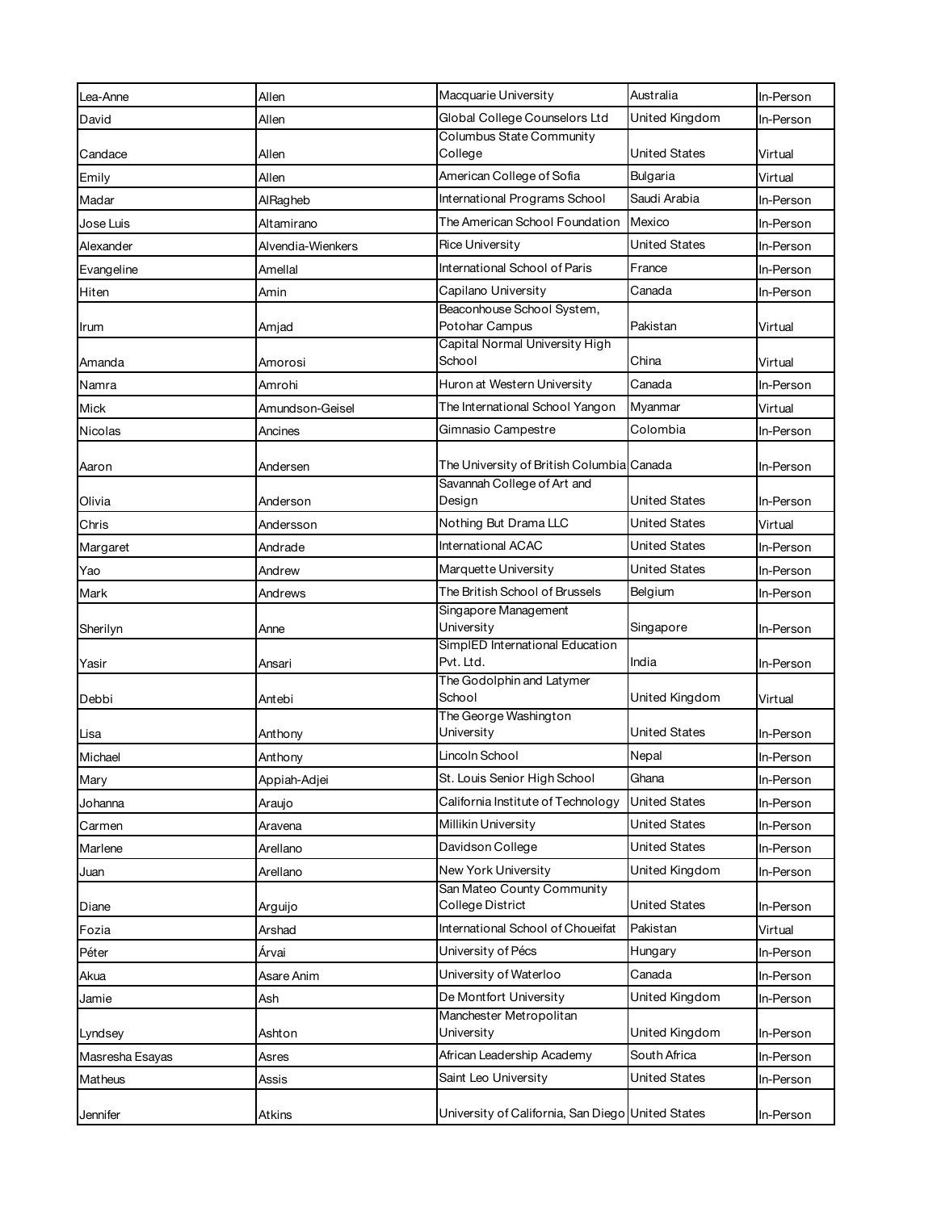| | | | | |
|---|---|---|---|---|
| Lea-Anne | Allen | Macquarie University | Australia | In-Person |
| David | Allen | Global College Counselors Ltd | United Kingdom | In-Person |
| Candace | Allen | Columbus State Community College | United States | Virtual |
| Emily | Allen | American College of Sofia | Bulgaria | Virtual |
| Madar | AlRagheb | International Programs School | Saudi Arabia | In-Person |
| Jose Luis | Altamirano | The American School Foundation | Mexico | In-Person |
| Alexander | Alvendia-Wienkers | Rice University | United States | In-Person |
| Evangeline | Amellal | International School of Paris | France | In-Person |
| Hiten | Amin | Capilano University | Canada | In-Person |
| Irum | Amjad | Beaconhouse School System, Potohar Campus | Pakistan | Virtual |
| Amanda | Amorosi | Capital Normal University High School | China | Virtual |
| Namra | Amrohi | Huron at Western University | Canada | In-Person |
| Mick | Amundson-Geisel | The International School Yangon | Myanmar | Virtual |
| Nicolas | Ancines | Gimnasio Campestre | Colombia | In-Person |
| Aaron | Andersen | The University of British Columbia | Canada | In-Person |
| Olivia | Anderson | Savannah College of Art and Design | United States | In-Person |
| Chris | Andersson | Nothing But Drama LLC | United States | Virtual |
| Margaret | Andrade | International ACAC | United States | In-Person |
| Yao | Andrew | Marquette University | United States | In-Person |
| Mark | Andrews | The British School of Brussels | Belgium | In-Person |
| Sherilyn | Anne | Singapore Management University | Singapore | In-Person |
| Yasir | Ansari | SimplED International Education Pvt. Ltd. | India | In-Person |
| Debbi | Antebi | The Godolphin and Latymer School | United Kingdom | Virtual |
| Lisa | Anthony | The George Washington University | United States | In-Person |
| Michael | Anthony | Lincoln School | Nepal | In-Person |
| Mary | Appiah-Adjei | St. Louis Senior High School | Ghana | In-Person |
| Johanna | Araujo | California Institute of Technology | United States | In-Person |
| Carmen | Aravena | Millikin University | United States | In-Person |
| Marlene | Arellano | Davidson College | United States | In-Person |
| Juan | Arellano | New York University | United Kingdom | In-Person |
| Diane | Arguijo | San Mateo County Community College District | United States | In-Person |
| Fozia | Arshad | International School of Choueifat | Pakistan | Virtual |
| Péter | Árvai | University of Pécs | Hungary | In-Person |
| Akua | Asare Anim | University of Waterloo | Canada | In-Person |
| Jamie | Ash | De Montfort University | United Kingdom | In-Person |
| Lyndsey | Ashton | Manchester Metropolitan University | United Kingdom | In-Person |
| Masresha Esayas | Asres | African Leadership Academy | South Africa | In-Person |
| Matheus | Assis | Saint Leo University | United States | In-Person |
| Jennifer | Atkins | University of California, San Diego | United States | In-Person |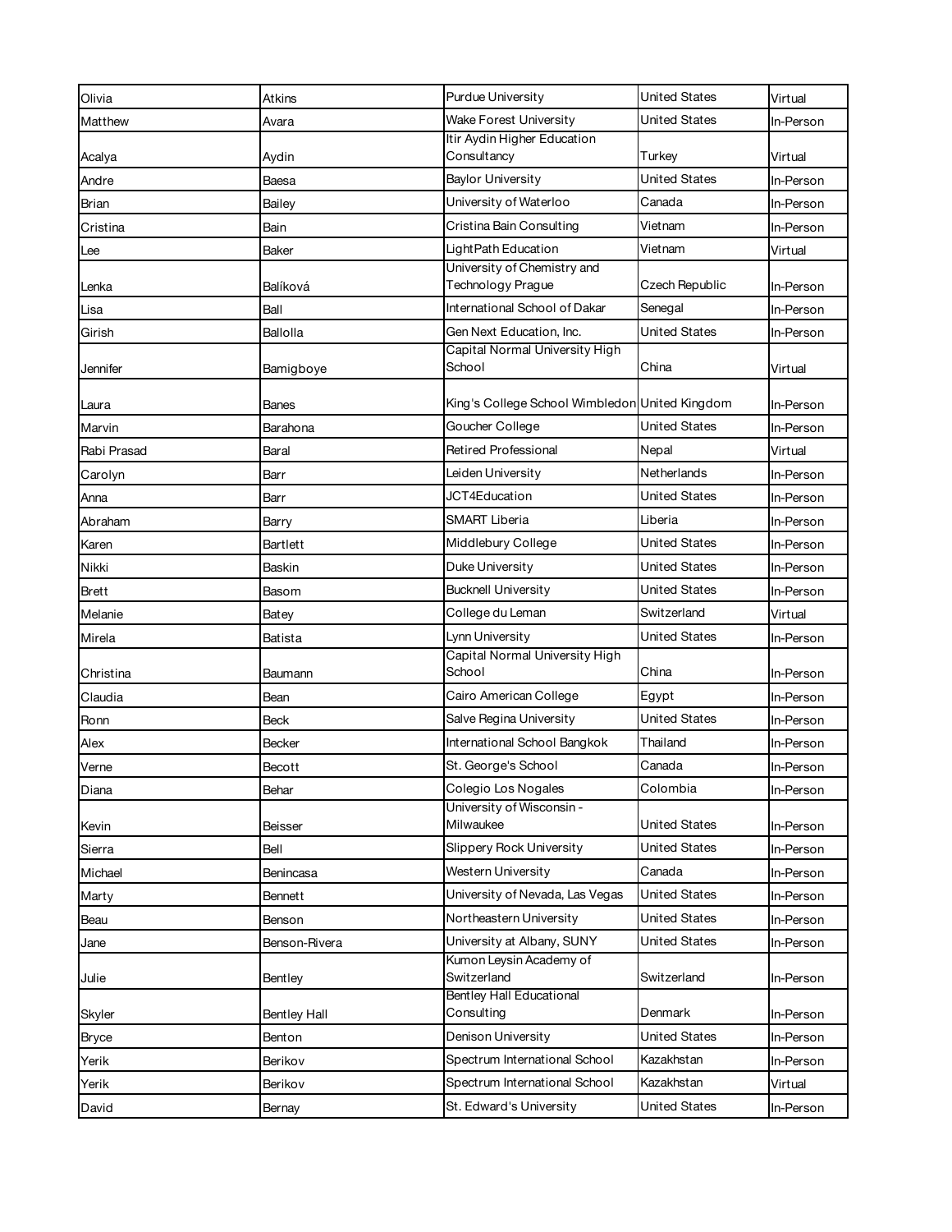| | | | | |
|---|---|---|---|---|
| Olivia | Atkins | Purdue University | United States | Virtual |
| Matthew | Avara | Wake Forest University | United States | In-Person |
| Acalya | Aydin | Itir Aydin Higher Education Consultancy | Turkey | Virtual |
| Andre | Baesa | Baylor University | United States | In-Person |
| Brian | Bailey | University of Waterloo | Canada | In-Person |
| Cristina | Bain | Cristina Bain Consulting | Vietnam | In-Person |
| Lee | Baker | LightPath Education | Vietnam | Virtual |
| Lenka | Balíková | University of Chemistry and Technology Prague | Czech Republic | In-Person |
| Lisa | Ball | International School of Dakar | Senegal | In-Person |
| Girish | Ballolla | Gen Next Education, Inc. | United States | In-Person |
| Jennifer | Bamigboye | Capital Normal University High School | China | Virtual |
| Laura | Banes | King's College School Wimbledon | United Kingdom | In-Person |
| Marvin | Barahona | Goucher College | United States | In-Person |
| Rabi Prasad | Baral | Retired Professional | Nepal | Virtual |
| Carolyn | Barr | Leiden University | Netherlands | In-Person |
| Anna | Barr | JCT4Education | United States | In-Person |
| Abraham | Barry | SMART Liberia | Liberia | In-Person |
| Karen | Bartlett | Middlebury College | United States | In-Person |
| Nikki | Baskin | Duke University | United States | In-Person |
| Brett | Basom | Bucknell University | United States | In-Person |
| Melanie | Batey | College du Leman | Switzerland | Virtual |
| Mirela | Batista | Lynn University | United States | In-Person |
| Christina | Baumann | Capital Normal University High School | China | In-Person |
| Claudia | Bean | Cairo American College | Egypt | In-Person |
| Ronn | Beck | Salve Regina University | United States | In-Person |
| Alex | Becker | International School Bangkok | Thailand | In-Person |
| Verne | Becott | St. George's School | Canada | In-Person |
| Diana | Behar | Colegio Los Nogales | Colombia | In-Person |
| Kevin | Beisser | University of Wisconsin - Milwaukee | United States | In-Person |
| Sierra | Bell | Slippery Rock University | United States | In-Person |
| Michael | Benincasa | Western University | Canada | In-Person |
| Marty | Bennett | University of Nevada, Las Vegas | United States | In-Person |
| Beau | Benson | Northeastern University | United States | In-Person |
| Jane | Benson-Rivera | University at Albany, SUNY | United States | In-Person |
| Julie | Bentley | Kumon Leysin Academy of Switzerland | Switzerland | In-Person |
| Skyler | Bentley Hall | Bentley Hall Educational Consulting | Denmark | In-Person |
| Bryce | Benton | Denison University | United States | In-Person |
| Yerik | Berikov | Spectrum International School | Kazakhstan | In-Person |
| Yerik | Berikov | Spectrum International School | Kazakhstan | Virtual |
| David | Bernay | St. Edward's University | United States | In-Person |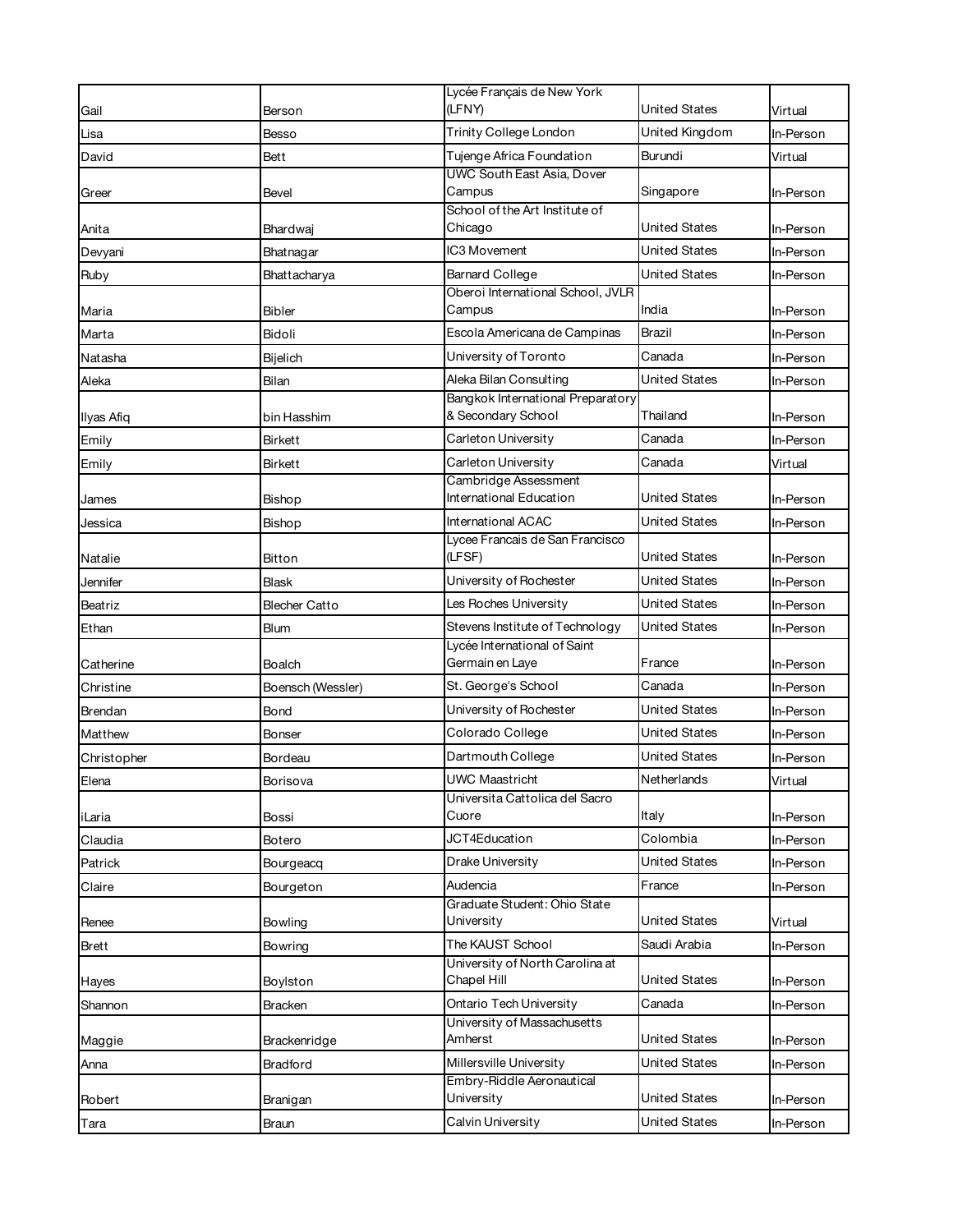| | | | | |
|---|---|---|---|---|
| Gail | Berson | Lycée Français de New York (LFNY) | United States | Virtual |
| Lisa | Besso | Trinity College London | United Kingdom | In-Person |
| David | Bett | Tujenge Africa Foundation | Burundi | Virtual |
| Greer | Bevel | UWC South East Asia, Dover Campus | Singapore | In-Person |
| Anita | Bhardwaj | School of the Art Institute of Chicago | United States | In-Person |
| Devyani | Bhatnagar | IC3 Movement | United States | In-Person |
| Ruby | Bhattacharya | Barnard College | United States | In-Person |
| Maria | Bibler | Oberoi International School, JVLR Campus | India | In-Person |
| Marta | Bidoli | Escola Americana de Campinas | Brazil | In-Person |
| Natasha | Bijelich | University of Toronto | Canada | In-Person |
| Aleka | Bilan | Aleka Bilan Consulting | United States | In-Person |
| Ilyas Afiq | bin Hasshim | Bangkok International Preparatory & Secondary School | Thailand | In-Person |
| Emily | Birkett | Carleton University | Canada | In-Person |
| Emily | Birkett | Carleton University | Canada | Virtual |
| James | Bishop | Cambridge Assessment International Education | United States | In-Person |
| Jessica | Bishop | International ACAC | United States | In-Person |
| Natalie | Bitton | Lycee Francais de San Francisco (LFSF) | United States | In-Person |
| Jennifer | Blask | University of Rochester | United States | In-Person |
| Beatriz | Blecher Catto | Les Roches University | United States | In-Person |
| Ethan | Blum | Stevens Institute of Technology | United States | In-Person |
| Catherine | Boalch | Lycée International of Saint Germain en Laye | France | In-Person |
| Christine | Boensch (Wessler) | St. George's School | Canada | In-Person |
| Brendan | Bond | University of Rochester | United States | In-Person |
| Matthew | Bonser | Colorado College | United States | In-Person |
| Christopher | Bordeau | Dartmouth College | United States | In-Person |
| Elena | Borisova | UWC Maastricht | Netherlands | Virtual |
| iLaria | Bossi | Universita Cattolica del Sacro Cuore | Italy | In-Person |
| Claudia | Botero | JCT4Education | Colombia | In-Person |
| Patrick | Bourgeacq | Drake University | United States | In-Person |
| Claire | Bourgeton | Audencia | France | In-Person |
| Renee | Bowling | Graduate Student: Ohio State University | United States | Virtual |
| Brett | Bowring | The KAUST School | Saudi Arabia | In-Person |
| Hayes | Boylston | University of North Carolina at Chapel Hill | United States | In-Person |
| Shannon | Bracken | Ontario Tech University | Canada | In-Person |
| Maggie | Brackenridge | University of Massachusetts Amherst | United States | In-Person |
| Anna | Bradford | Millersville University | United States | In-Person |
| Robert | Branigan | Embry-Riddle Aeronautical University | United States | In-Person |
| Tara | Braun | Calvin University | United States | In-Person |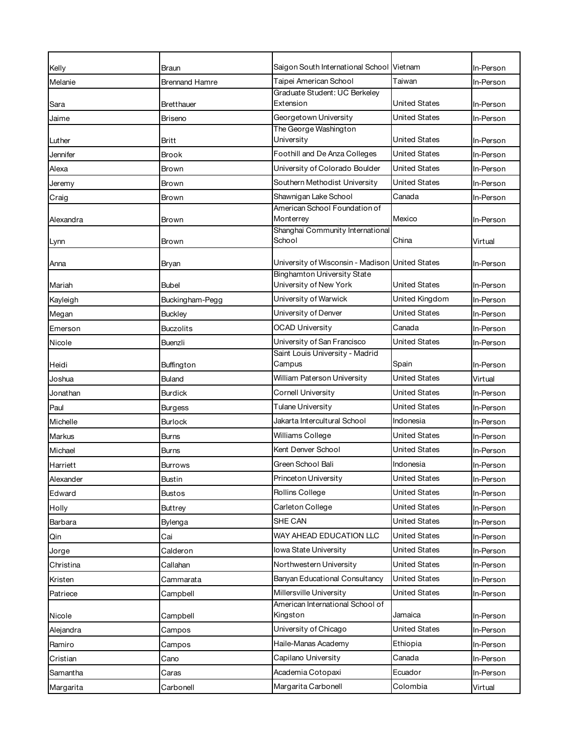| | | | | |
|---|---|---|---|---|
| Kelly | Braun | Saigon South International School | Vietnam | In-Person |
| Melanie | Brennand Hamre | Taipei American School | Taiwan | In-Person |
| Sara | Bretthauer | Graduate Student: UC Berkeley Extension | United States | In-Person |
| Jaime | Briseno | Georgetown University | United States | In-Person |
| Luther | Britt | The George Washington University | United States | In-Person |
| Jennifer | Brook | Foothill and De Anza Colleges | United States | In-Person |
| Alexa | Brown | University of Colorado Boulder | United States | In-Person |
| Jeremy | Brown | Southern Methodist University | United States | In-Person |
| Craig | Brown | Shawnigan Lake School | Canada | In-Person |
| Alexandra | Brown | American School Foundation of Monterrey | Mexico | In-Person |
| Lynn | Brown | Shanghai Community International School | China | Virtual |
| Anna | Bryan | University of Wisconsin - Madison | United States | In-Person |
| Mariah | Bubel | Binghamton University State University of New York | United States | In-Person |
| Kayleigh | Buckingham-Pegg | University of Warwick | United Kingdom | In-Person |
| Megan | Buckley | University of Denver | United States | In-Person |
| Emerson | Buczolits | OCAD University | Canada | In-Person |
| Nicole | Buenzli | University of San Francisco | United States | In-Person |
| Heidi | Buffington | Saint Louis University - Madrid Campus | Spain | In-Person |
| Joshua | Buland | William Paterson University | United States | Virtual |
| Jonathan | Burdick | Cornell University | United States | In-Person |
| Paul | Burgess | Tulane University | United States | In-Person |
| Michelle | Burlock | Jakarta Intercultural School | Indonesia | In-Person |
| Markus | Burns | Williams College | United States | In-Person |
| Michael | Burns | Kent Denver School | United States | In-Person |
| Harriett | Burrows | Green School Bali | Indonesia | In-Person |
| Alexander | Bustin | Princeton University | United States | In-Person |
| Edward | Bustos | Rollins College | United States | In-Person |
| Holly | Buttrey | Carleton College | United States | In-Person |
| Barbara | Bylenga | SHE CAN | United States | In-Person |
| Qin | Cai | WAY AHEAD EDUCATION LLC | United States | In-Person |
| Jorge | Calderon | Iowa State University | United States | In-Person |
| Christina | Callahan | Northwestern University | United States | In-Person |
| Kristen | Cammarata | Banyan Educational Consultancy | United States | In-Person |
| Patriece | Campbell | Millersville University | United States | In-Person |
| Nicole | Campbell | American International School of Kingston | Jamaica | In-Person |
| Alejandra | Campos | University of Chicago | United States | In-Person |
| Ramiro | Campos | Haile-Manas Academy | Ethiopia | In-Person |
| Cristian | Cano | Capilano University | Canada | In-Person |
| Samantha | Caras | Academia Cotopaxi | Ecuador | In-Person |
| Margarita | Carbonell | Margarita Carbonell | Colombia | Virtual |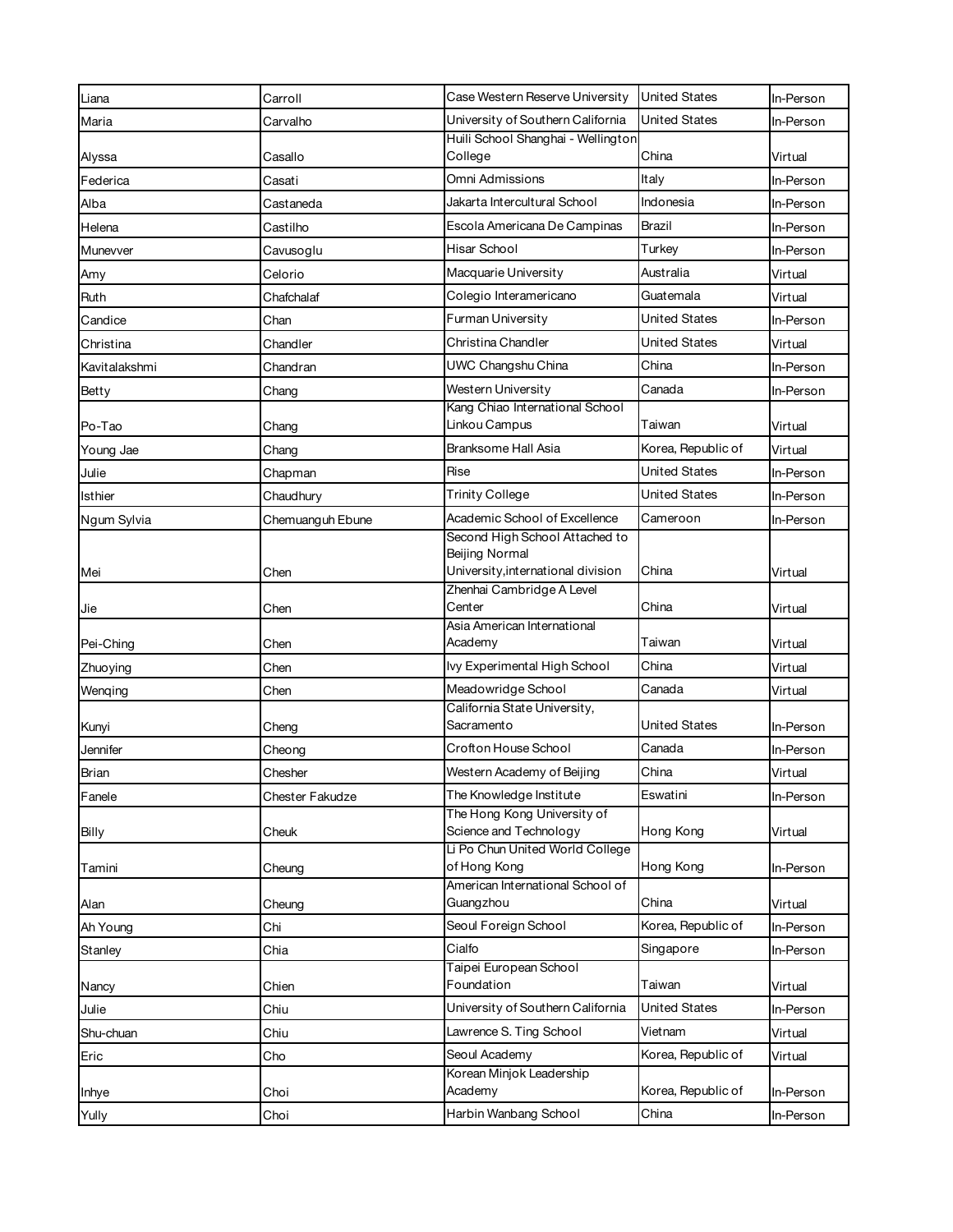| | | | | |
|---|---|---|---|---|
| Liana | Carroll | Case Western Reserve University | United States | In-Person |
| Maria | Carvalho | University of Southern California | United States | In-Person |
| Alyssa | Casallo | Huili School Shanghai - Wellington College | China | Virtual |
| Federica | Casati | Omni Admissions | Italy | In-Person |
| Alba | Castaneda | Jakarta Intercultural School | Indonesia | In-Person |
| Helena | Castilho | Escola Americana De Campinas | Brazil | In-Person |
| Munevver | Cavusoglu | Hisar School | Turkey | In-Person |
| Amy | Celorio | Macquarie University | Australia | Virtual |
| Ruth | Chafchalaf | Colegio Interamericano | Guatemala | Virtual |
| Candice | Chan | Furman University | United States | In-Person |
| Christina | Chandler | Christina Chandler | United States | Virtual |
| Kavitalakshmi | Chandran | UWC Changshu China | China | In-Person |
| Betty | Chang | Western University | Canada | In-Person |
| Po-Tao | Chang | Kang Chiao International School Linkou Campus | Taiwan | Virtual |
| Young Jae | Chang | Branksome Hall Asia | Korea, Republic of | Virtual |
| Julie | Chapman | Rise | United States | In-Person |
| Isthier | Chaudhury | Trinity College | United States | In-Person |
| Ngum Sylvia | Chemuanguh Ebune | Academic School of Excellence | Cameroon | In-Person |
| Mei | Chen | Second High School Attached to Beijing Normal University,international division | China | Virtual |
| Jie | Chen | Zhenhai Cambridge A Level Center | China | Virtual |
| Pei-Ching | Chen | Asia American International Academy | Taiwan | Virtual |
| Zhuoying | Chen | Ivy Experimental High School | China | Virtual |
| Wenqing | Chen | Meadowridge School | Canada | Virtual |
| Kunyi | Cheng | California State University, Sacramento | United States | In-Person |
| Jennifer | Cheong | Crofton House School | Canada | In-Person |
| Brian | Chesher | Western Academy of Beijing | China | Virtual |
| Fanele | Chester Fakudze | The Knowledge Institute | Eswatini | In-Person |
| Billy | Cheuk | The Hong Kong University of Science and Technology | Hong Kong | Virtual |
| Tamini | Cheung | Li Po Chun United World College of Hong Kong | Hong Kong | In-Person |
| Alan | Cheung | American International School of Guangzhou | China | Virtual |
| Ah Young | Chi | Seoul Foreign School | Korea, Republic of | In-Person |
| Stanley | Chia | Cialfo | Singapore | In-Person |
| Nancy | Chien | Taipei European School Foundation | Taiwan | Virtual |
| Julie | Chiu | University of Southern California | United States | In-Person |
| Shu-chuan | Chiu | Lawrence S. Ting School | Vietnam | Virtual |
| Eric | Cho | Seoul Academy | Korea, Republic of | Virtual |
| Inhye | Choi | Korean Minjok Leadership Academy | Korea, Republic of | In-Person |
| Yully | Choi | Harbin Wanbang School | China | In-Person |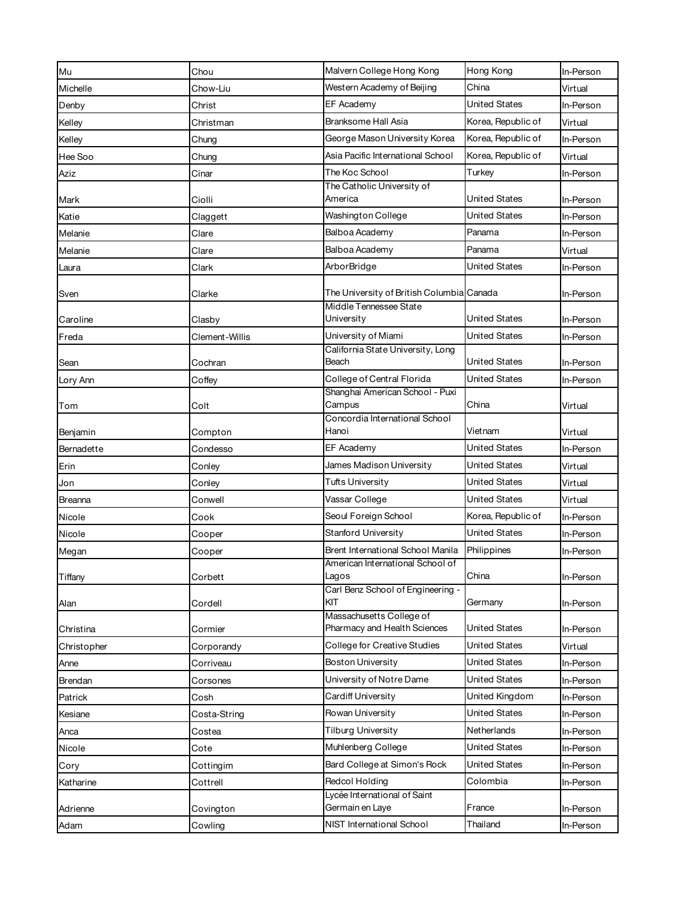| Mu | Chou | Malvern College Hong Kong | Hong Kong | In-Person |
|---|---|---|---|---|
| Michelle | Chow-Liu | Western Academy of Beijing | China | Virtual |
| Denby | Christ | EF Academy | United States | In-Person |
| Kelley | Christman | Branksome Hall Asia | Korea, Republic of | Virtual |
| Kelley | Chung | George Mason University Korea | Korea, Republic of | In-Person |
| Hee Soo | Chung | Asia Pacific International School | Korea, Republic of | Virtual |
| Aziz | Cinar | The Koc School | Turkey | In-Person |
| Mark | Ciolli | The Catholic University of America | United States | In-Person |
| Katie | Claggett | Washington College | United States | In-Person |
| Melanie | Clare | Balboa Academy | Panama | In-Person |
| Melanie | Clare | Balboa Academy | Panama | Virtual |
| Laura | Clark | ArborBridge | United States | In-Person |
| Sven | Clarke | The University of British Columbia | Canada | In-Person |
| Caroline | Clasby | Middle Tennessee State University | United States | In-Person |
| Freda | Clement-Willis | University of Miami | United States | In-Person |
| Sean | Cochran | California State University, Long Beach | United States | In-Person |
| Lory Ann | Coffey | College of Central Florida | United States | In-Person |
| Tom | Colt | Shanghai American School - Puxi Campus | China | Virtual |
| Benjamin | Compton | Concordia International School Hanoi | Vietnam | Virtual |
| Bernadette | Condesso | EF Academy | United States | In-Person |
| Erin | Conley | James Madison University | United States | Virtual |
| Jon | Conley | Tufts University | United States | Virtual |
| Breanna | Conwell | Vassar College | United States | Virtual |
| Nicole | Cook | Seoul Foreign School | Korea, Republic of | In-Person |
| Nicole | Cooper | Stanford University | United States | In-Person |
| Megan | Cooper | Brent International School Manila | Philippines | In-Person |
| Tiffany | Corbett | American International School of Lagos | China | In-Person |
| Alan | Cordell | Carl Benz School of Engineering - KIT | Germany | In-Person |
| Christina | Cormier | Massachusetts College of Pharmacy and Health Sciences | United States | In-Person |
| Christopher | Corporandy | College for Creative Studies | United States | Virtual |
| Anne | Corriveau | Boston University | United States | In-Person |
| Brendan | Corsones | University of Notre Dame | United States | In-Person |
| Patrick | Cosh | Cardiff University | United Kingdom | In-Person |
| Kesiane | Costa-String | Rowan University | United States | In-Person |
| Anca | Costea | Tilburg University | Netherlands | In-Person |
| Nicole | Cote | Muhlenberg College | United States | In-Person |
| Cory | Cottingim | Bard College at Simon's Rock | United States | In-Person |
| Katharine | Cottrell | Redcol Holding | Colombia | In-Person |
| Adrienne | Covington | Lycée International of Saint Germain en Laye | France | In-Person |
| Adam | Cowling | NIST International School | Thailand | In-Person |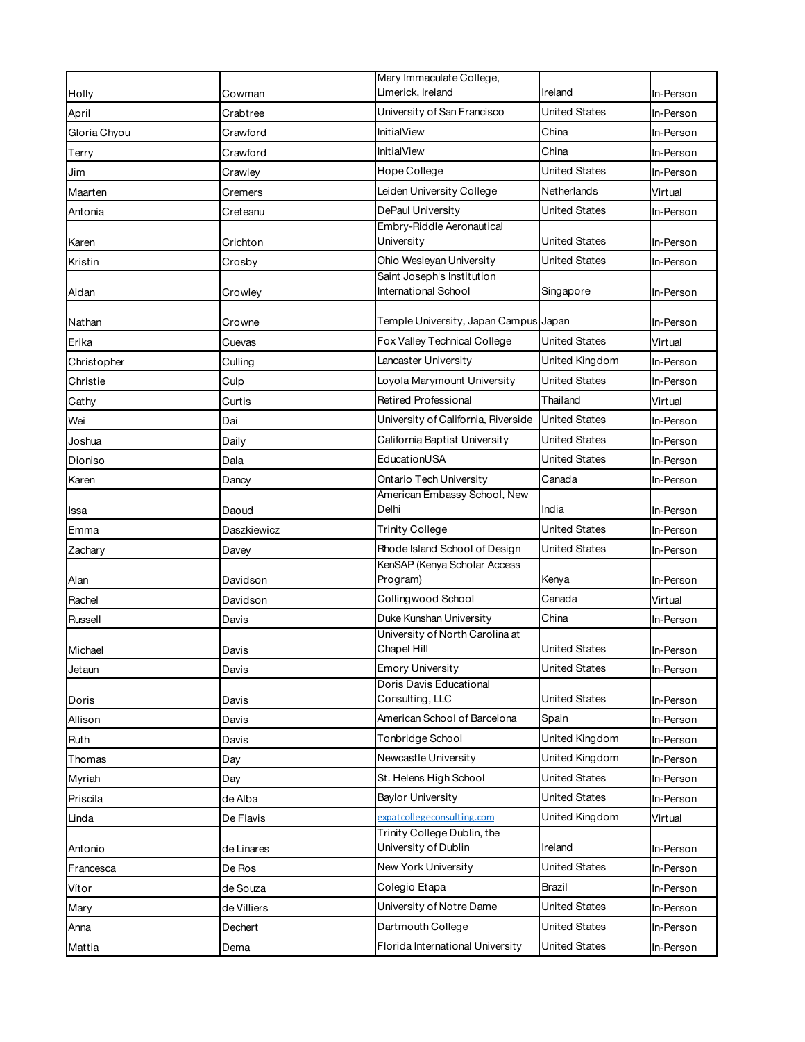| | | | | |
|---|---|---|---|---|
| Holly | Cowman | Mary Immaculate College, Limerick, Ireland | Ireland | In-Person |
| April | Crabtree | University of San Francisco | United States | In-Person |
| Gloria Chyou | Crawford | InitialView | China | In-Person |
| Terry | Crawford | InitialView | China | In-Person |
| Jim | Crawley | Hope College | United States | In-Person |
| Maarten | Cremers | Leiden University College | Netherlands | Virtual |
| Antonia | Creteanu | DePaul University | United States | In-Person |
| Karen | Crichton | Embry-Riddle Aeronautical University | United States | In-Person |
| Kristin | Crosby | Ohio Wesleyan University | United States | In-Person |
| Aidan | Crowley | Saint Joseph's Institution International School | Singapore | In-Person |
| Nathan | Crowne | Temple University, Japan Campus | Japan | In-Person |
| Erika | Cuevas | Fox Valley Technical College | United States | Virtual |
| Christopher | Culling | Lancaster University | United Kingdom | In-Person |
| Christie | Culp | Loyola Marymount University | United States | In-Person |
| Cathy | Curtis | Retired Professional | Thailand | Virtual |
| Wei | Dai | University of California, Riverside | United States | In-Person |
| Joshua | Daily | California Baptist University | United States | In-Person |
| Dioniso | Dala | EducationUSA | United States | In-Person |
| Karen | Dancy | Ontario Tech University | Canada | In-Person |
| Issa | Daoud | American Embassy School, New Delhi | India | In-Person |
| Emma | Daszkiewicz | Trinity College | United States | In-Person |
| Zachary | Davey | Rhode Island School of Design | United States | In-Person |
| Alan | Davidson | KenSAP (Kenya Scholar Access Program) | Kenya | In-Person |
| Rachel | Davidson | Collingwood School | Canada | Virtual |
| Russell | Davis | Duke Kunshan University | China | In-Person |
| Michael | Davis | University of North Carolina at Chapel Hill | United States | In-Person |
| Jetaun | Davis | Emory University | United States | In-Person |
| Doris | Davis | Doris Davis Educational Consulting, LLC | United States | In-Person |
| Allison | Davis | American School of Barcelona | Spain | In-Person |
| Ruth | Davis | Tonbridge School | United Kingdom | In-Person |
| Thomas | Day | Newcastle University | United Kingdom | In-Person |
| Myriah | Day | St. Helens High School | United States | In-Person |
| Priscila | de Alba | Baylor University | United States | In-Person |
| Linda | De Flavis | expatcollegeconsulting.com | United Kingdom | Virtual |
| Antonio | de Linares | Trinity College Dublin, the University of Dublin | Ireland | In-Person |
| Francesca | De Ros | New York University | United States | In-Person |
| Vítor | de Souza | Colegio Etapa | Brazil | In-Person |
| Mary | de Villiers | University of Notre Dame | United States | In-Person |
| Anna | Dechert | Dartmouth College | United States | In-Person |
| Mattia | Dema | Florida International University | United States | In-Person |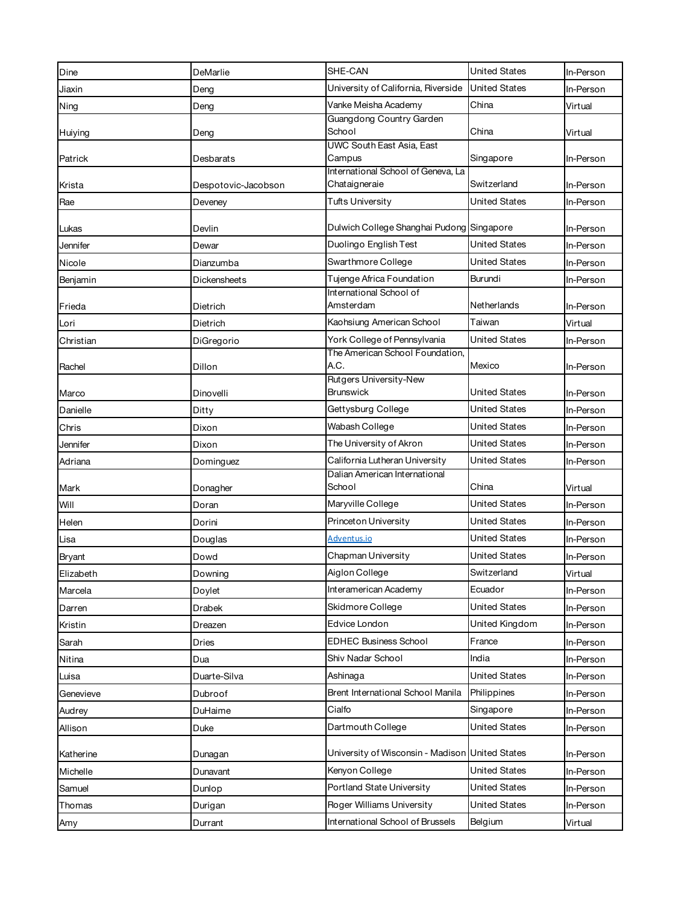| Dine | DeMarlie | SHE-CAN | United States | In-Person |
|---|---|---|---|---|
| Jiaxin | Deng | University of California, Riverside | United States | In-Person |
| Ning | Deng | Vanke Meisha Academy | China | Virtual |
| Huiying | Deng | Guangdong Country Garden School | China | Virtual |
| Patrick | Desbarats | UWC South East Asia, East Campus | Singapore | In-Person |
| Krista | Despotovic-Jacobson | International School of Geneva, La Chataigneraie | Switzerland | In-Person |
| Rae | Deveney | Tufts University | United States | In-Person |
| Lukas | Devlin | Dulwich College Shanghai Pudong | Singapore | In-Person |
| Jennifer | Dewar | Duolingo English Test | United States | In-Person |
| Nicole | Dianzumba | Swarthmore College | United States | In-Person |
| Benjamin | Dickensheets | Tujenge Africa Foundation | Burundi | In-Person |
| Frieda | Dietrich | International School of Amsterdam | Netherlands | In-Person |
| Lori | Dietrich | Kaohsiung American School | Taiwan | Virtual |
| Christian | DiGregorio | York College of Pennsylvania | United States | In-Person |
| Rachel | Dillon | The American School Foundation, A.C. | Mexico | In-Person |
| Marco | Dinovelli | Rutgers University-New Brunswick | United States | In-Person |
| Danielle | Ditty | Gettysburg College | United States | In-Person |
| Chris | Dixon | Wabash College | United States | In-Person |
| Jennifer | Dixon | The University of Akron | United States | In-Person |
| Adriana | Dominguez | California Lutheran University | United States | In-Person |
| Mark | Donagher | Dalian American International School | China | Virtual |
| Will | Doran | Maryville College | United States | In-Person |
| Helen | Dorini | Princeton University | United States | In-Person |
| Lisa | Douglas | Adventus.io | United States | In-Person |
| Bryant | Dowd | Chapman University | United States | In-Person |
| Elizabeth | Downing | Aiglon College | Switzerland | Virtual |
| Marcela | Doylet | Interamerican Academy | Ecuador | In-Person |
| Darren | Drabek | Skidmore College | United States | In-Person |
| Kristin | Dreazen | Edvice London | United Kingdom | In-Person |
| Sarah | Dries | EDHEC Business School | France | In-Person |
| Nitina | Dua | Shiv Nadar School | India | In-Person |
| Luisa | Duarte-Silva | Ashinaga | United States | In-Person |
| Genevieve | Dubroof | Brent International School Manila | Philippines | In-Person |
| Audrey | DuHaime | Cialfo | Singapore | In-Person |
| Allison | Duke | Dartmouth College | United States | In-Person |
| Katherine | Dunagan | University of Wisconsin - Madison | United States | In-Person |
| Michelle | Dunavant | Kenyon College | United States | In-Person |
| Samuel | Dunlop | Portland State University | United States | In-Person |
| Thomas | Durigan | Roger Williams University | United States | In-Person |
| Amy | Durrant | International School of Brussels | Belgium | Virtual |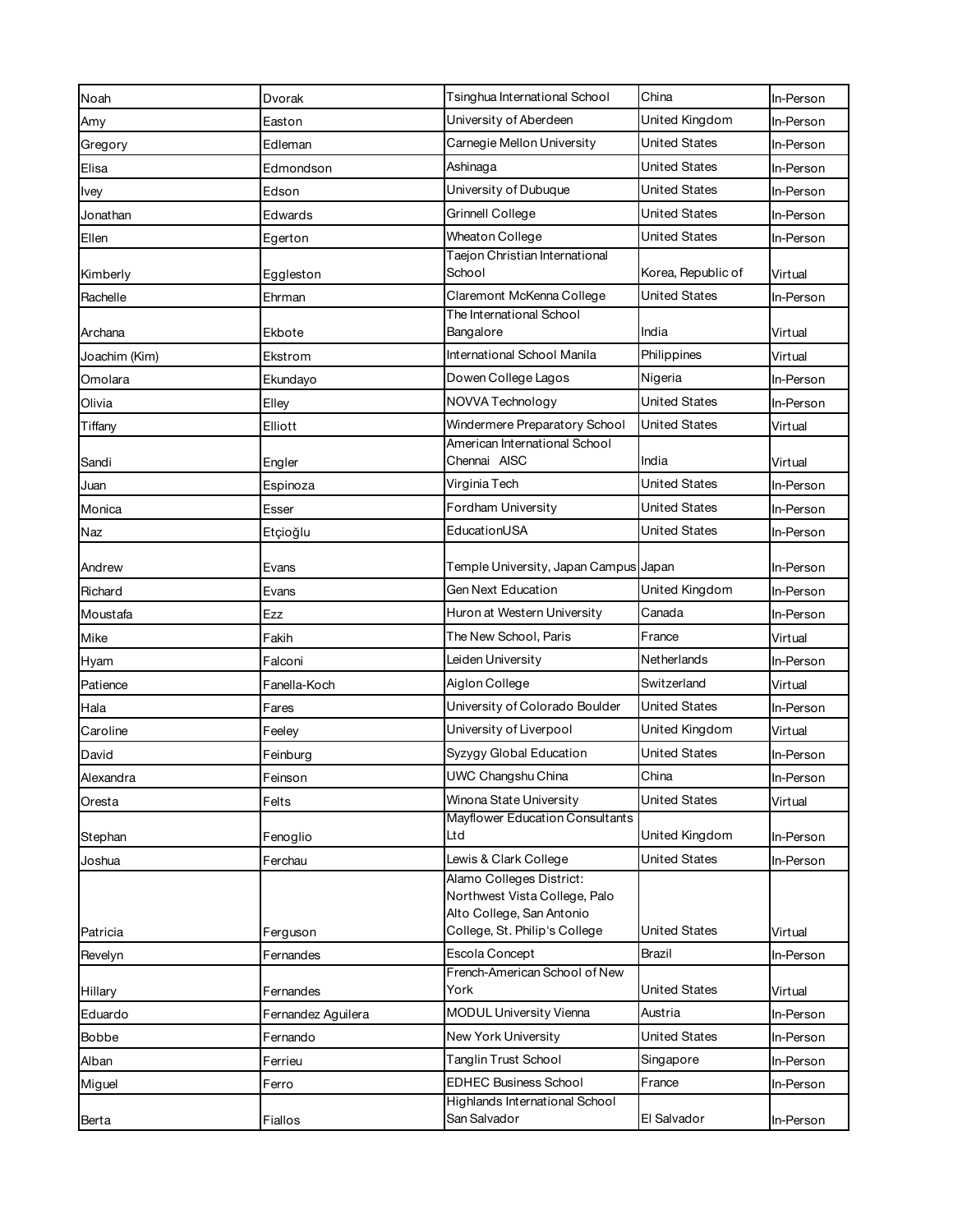| Noah | Dvorak | Tsinghua International School | China | In-Person |
|---|---|---|---|---|
| Amy | Easton | University of Aberdeen | United Kingdom | In-Person |
| Gregory | Edleman | Carnegie Mellon University | United States | In-Person |
| Elisa | Edmondson | Ashinaga | United States | In-Person |
| Ivey | Edson | University of Dubuque | United States | In-Person |
| Jonathan | Edwards | Grinnell College | United States | In-Person |
| Ellen | Egerton | Wheaton College | United States | In-Person |
| Kimberly | Eggleston | Taejon Christian International School | Korea, Republic of | Virtual |
| Rachelle | Ehrman | Claremont McKenna College | United States | In-Person |
| Archana | Ekbote | The International School Bangalore | India | Virtual |
| Joachim (Kim) | Ekstrom | International School Manila | Philippines | Virtual |
| Omolara | Ekundayo | Dowen College Lagos | Nigeria | In-Person |
| Olivia | Elley | NOVVA Technology | United States | In-Person |
| Tiffany | Elliott | Windermere Preparatory School | United States | Virtual |
| Sandi | Engler | American International School Chennai AISC | India | Virtual |
| Juan | Espinoza | Virginia Tech | United States | In-Person |
| Monica | Esser | Fordham University | United States | In-Person |
| Naz | Etçioğlu | EducationUSA | United States | In-Person |
| Andrew | Evans | Temple University, Japan Campus | Japan | In-Person |
| Richard | Evans | Gen Next Education | United Kingdom | In-Person |
| Moustafa | Ezz | Huron at Western University | Canada | In-Person |
| Mike | Fakih | The New School, Paris | France | Virtual |
| Hyam | Falconi | Leiden University | Netherlands | In-Person |
| Patience | Fanella-Koch | Aiglon College | Switzerland | Virtual |
| Hala | Fares | University of Colorado Boulder | United States | In-Person |
| Caroline | Feeley | University of Liverpool | United Kingdom | Virtual |
| David | Feinburg | Syzygy Global Education | United States | In-Person |
| Alexandra | Feinson | UWC Changshu China | China | In-Person |
| Oresta | Felts | Winona State University | United States | Virtual |
| Stephan | Fenoglio | Mayflower Education Consultants Ltd | United Kingdom | In-Person |
| Joshua | Ferchau | Lewis & Clark College | United States | In-Person |
| Patricia | Ferguson | Alamo Colleges District: Northwest Vista College, Palo Alto College, San Antonio College, St. Philip's College | United States | Virtual |
| Revelyn | Fernandes | Escola Concept | Brazil | In-Person |
| Hillary | Fernandes | French-American School of New York | United States | Virtual |
| Eduardo | Fernandez Aguilera | MODUL University Vienna | Austria | In-Person |
| Bobbe | Fernando | New York University | United States | In-Person |
| Alban | Ferrieu | Tanglin Trust School | Singapore | In-Person |
| Miguel | Ferro | EDHEC Business School | France | In-Person |
| Berta | Fiallos | Highlands International School San Salvador | El Salvador | In-Person |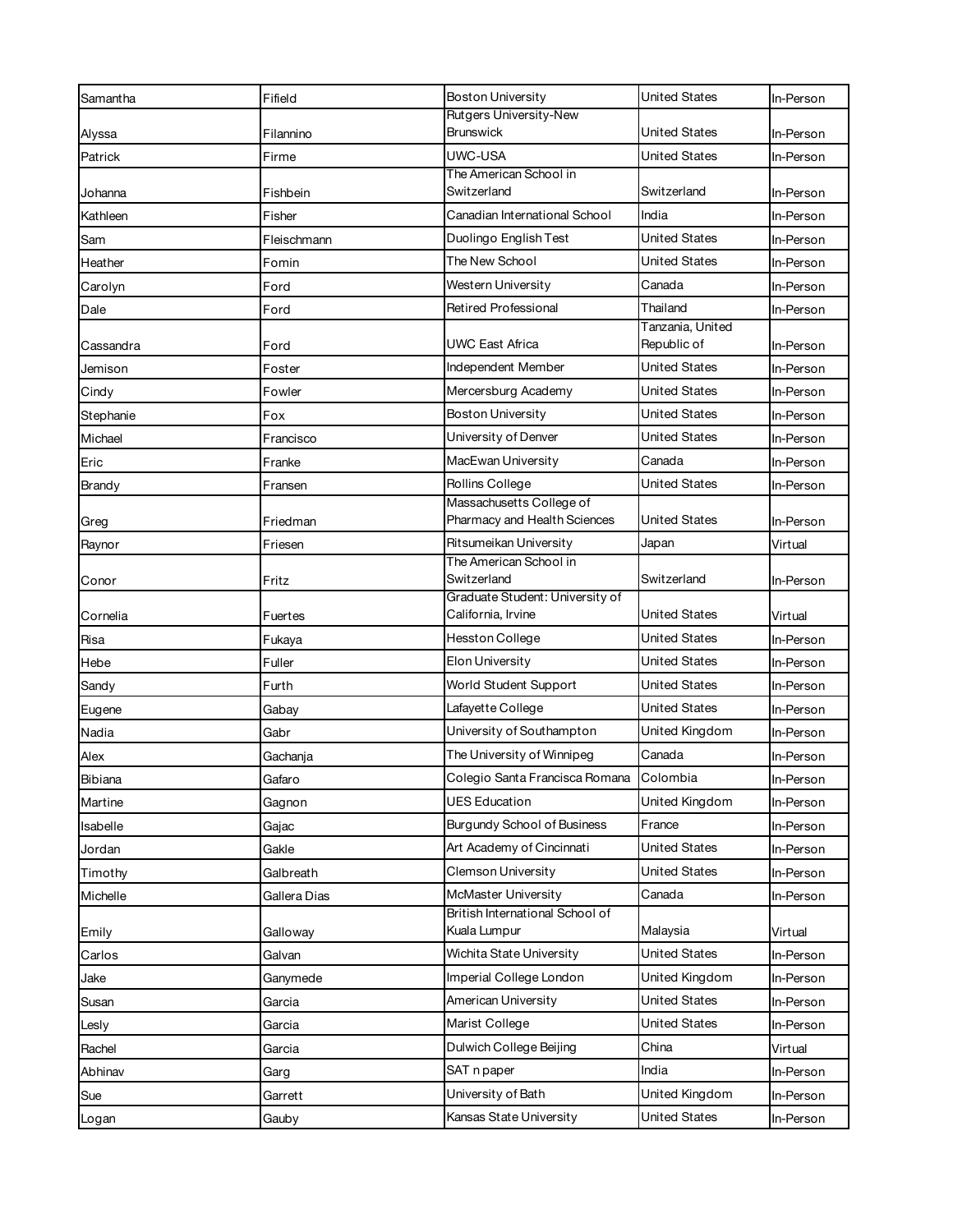| Samantha | Fifield | Boston University | United States | In-Person |
|---|---|---|---|---|
| Alyssa | Filannino | Rutgers University-New Brunswick | United States | In-Person |
| Patrick | Firme | UWC-USA | United States | In-Person |
| Johanna | Fishbein | The American School in Switzerland | Switzerland | In-Person |
| Kathleen | Fisher | Canadian International School | India | In-Person |
| Sam | Fleischmann | Duolingo English Test | United States | In-Person |
| Heather | Fomin | The New School | United States | In-Person |
| Carolyn | Ford | Western University | Canada | In-Person |
| Dale | Ford | Retired Professional | Thailand | In-Person |
| Cassandra | Ford | UWC East Africa | Tanzania, United Republic of | In-Person |
| Jemison | Foster | Independent Member | United States | In-Person |
| Cindy | Fowler | Mercersburg Academy | United States | In-Person |
| Stephanie | Fox | Boston University | United States | In-Person |
| Michael | Francisco | University of Denver | United States | In-Person |
| Eric | Franke | MacEwan University | Canada | In-Person |
| Brandy | Fransen | Rollins College | United States | In-Person |
| Greg | Friedman | Massachusetts College of Pharmacy and Health Sciences | United States | In-Person |
| Raynor | Friesen | Ritsumeikan University | Japan | Virtual |
| Conor | Fritz | The American School in Switzerland | Switzerland | In-Person |
| Cornelia | Fuertes | Graduate Student: University of California, Irvine | United States | Virtual |
| Risa | Fukaya | Hesston College | United States | In-Person |
| Hebe | Fuller | Elon University | United States | In-Person |
| Sandy | Furth | World Student Support | United States | In-Person |
| Eugene | Gabay | Lafayette College | United States | In-Person |
| Nadia | Gabr | University of Southampton | United Kingdom | In-Person |
| Alex | Gachanja | The University of Winnipeg | Canada | In-Person |
| Bibiana | Gafaro | Colegio Santa Francisca Romana | Colombia | In-Person |
| Martine | Gagnon | UES Education | United Kingdom | In-Person |
| Isabelle | Gajac | Burgundy School of Business | France | In-Person |
| Jordan | Gakle | Art Academy of Cincinnati | United States | In-Person |
| Timothy | Galbreath | Clemson University | United States | In-Person |
| Michelle | Gallera Dias | McMaster University | Canada | In-Person |
| Emily | Galloway | British International School of Kuala Lumpur | Malaysia | Virtual |
| Carlos | Galvan | Wichita State University | United States | In-Person |
| Jake | Ganymede | Imperial College London | United Kingdom | In-Person |
| Susan | Garcia | American University | United States | In-Person |
| Lesly | Garcia | Marist College | United States | In-Person |
| Rachel | Garcia | Dulwich College Beijing | China | Virtual |
| Abhinav | Garg | SAT n paper | India | In-Person |
| Sue | Garrett | University of Bath | United Kingdom | In-Person |
| Logan | Gauby | Kansas State University | United States | In-Person |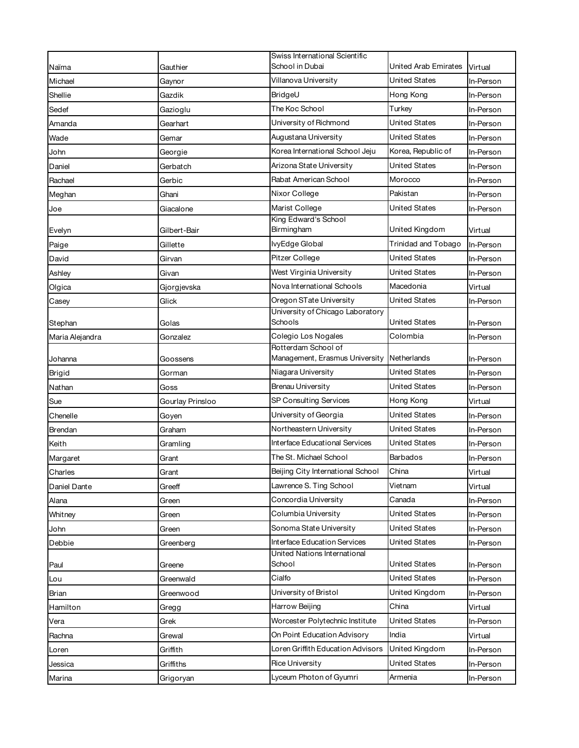| | | | | |
|---|---|---|---|---|
| Naïma | Gauthier | Swiss International Scientific School in Dubai | United Arab Emirates | Virtual |
| Michael | Gaynor | Villanova University | United States | In-Person |
| Shellie | Gazdik | BridgeU | Hong Kong | In-Person |
| Sedef | Gazioglu | The Koc School | Turkey | In-Person |
| Amanda | Gearhart | University of Richmond | United States | In-Person |
| Wade | Gemar | Augustana University | United States | In-Person |
| John | Georgie | Korea International School Jeju | Korea, Republic of | In-Person |
| Daniel | Gerbatch | Arizona State University | United States | In-Person |
| Rachael | Gerbic | Rabat American School | Morocco | In-Person |
| Meghan | Ghani | Nixor College | Pakistan | In-Person |
| Joe | Giacalone | Marist College | United States | In-Person |
| Evelyn | Gilbert-Bair | King Edward's School Birmingham | United Kingdom | Virtual |
| Paige | Gillette | IvyEdge Global | Trinidad and Tobago | In-Person |
| David | Girvan | Pitzer College | United States | In-Person |
| Ashley | Givan | West Virginia University | United States | In-Person |
| Olgica | Gjorgjevska | Nova International Schools | Macedonia | Virtual |
| Casey | Glick | Oregon STate University | United States | In-Person |
| Stephan | Golas | University of Chicago Laboratory Schools | United States | In-Person |
| Maria Alejandra | Gonzalez | Colegio Los Nogales | Colombia | In-Person |
| Johanna | Goossens | Rotterdam School of Management, Erasmus University | Netherlands | In-Person |
| Brigid | Gorman | Niagara University | United States | In-Person |
| Nathan | Goss | Brenau University | United States | In-Person |
| Sue | Gourlay Prinsloo | SP Consulting Services | Hong Kong | Virtual |
| Chenelle | Goyen | University of Georgia | United States | In-Person |
| Brendan | Graham | Northeastern University | United States | In-Person |
| Keith | Gramling | Interface Educational Services | United States | In-Person |
| Margaret | Grant | The St. Michael School | Barbados | In-Person |
| Charles | Grant | Beijing City International School | China | Virtual |
| Daniel Dante | Greeff | Lawrence S. Ting School | Vietnam | Virtual |
| Alana | Green | Concordia University | Canada | In-Person |
| Whitney | Green | Columbia University | United States | In-Person |
| John | Green | Sonoma State University | United States | In-Person |
| Debbie | Greenberg | Interface Education Services | United States | In-Person |
| Paul | Greene | United Nations International School | United States | In-Person |
| Lou | Greenwald | Cialfo | United States | In-Person |
| Brian | Greenwood | University of Bristol | United Kingdom | In-Person |
| Hamilton | Gregg | Harrow Beijing | China | Virtual |
| Vera | Grek | Worcester Polytechnic Institute | United States | In-Person |
| Rachna | Grewal | On Point Education Advisory | India | Virtual |
| Loren | Griffith | Loren Griffith Education Advisors | United Kingdom | In-Person |
| Jessica | Griffiths | Rice University | United States | In-Person |
| Marina | Grigoryan | Lyceum Photon of Gyumri | Armenia | In-Person |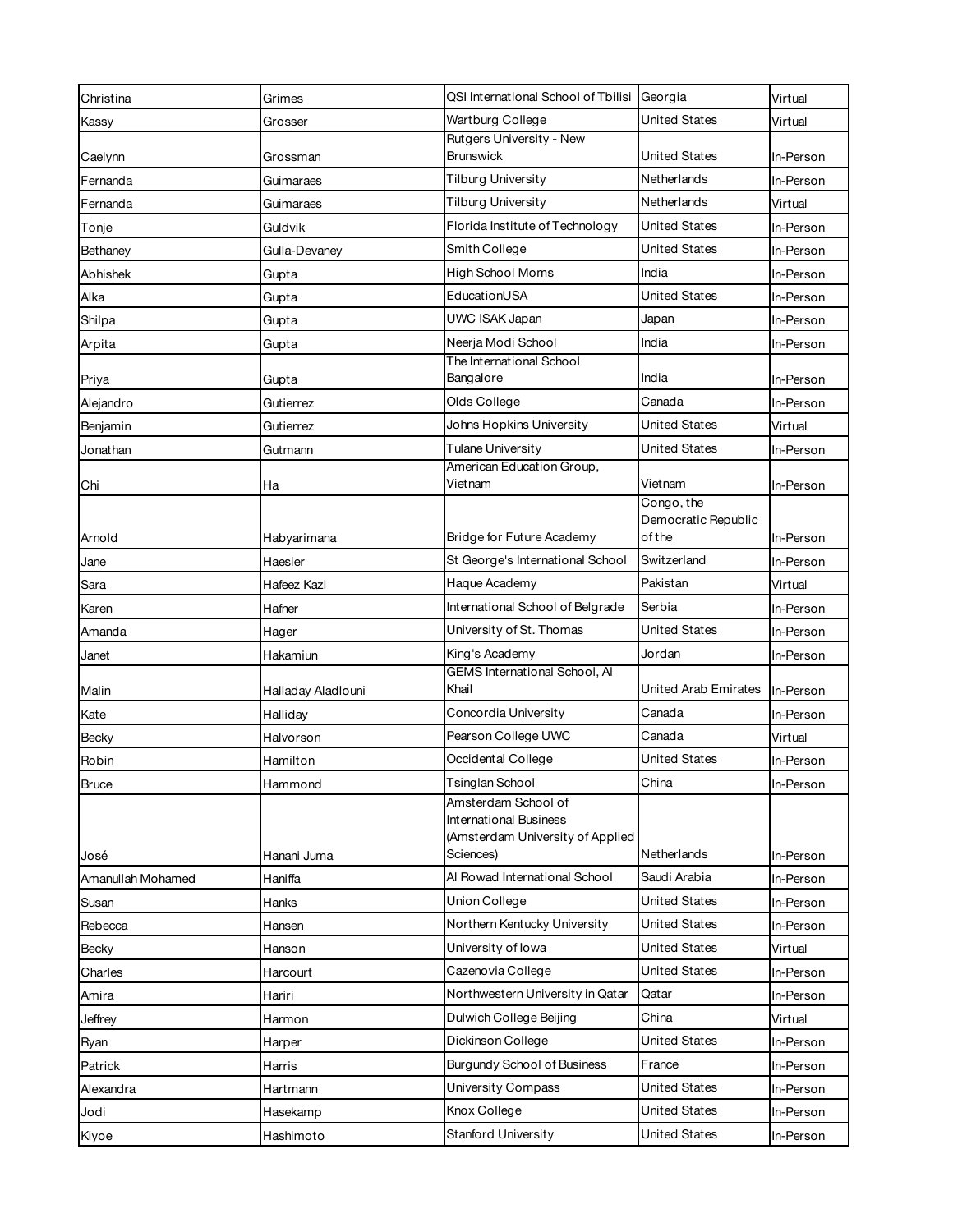| Christina | Grimes | QSI International School of Tbilisi | Georgia | Virtual |
|---|---|---|---|---|
| Kassy | Grosser | Wartburg College | United States | Virtual |
| Caelynn | Grossman | Rutgers University - New Brunswick | United States | In-Person |
| Fernanda | Guimaraes | Tilburg University | Netherlands | In-Person |
| Fernanda | Guimaraes | Tilburg University | Netherlands | Virtual |
| Tonje | Guldvik | Florida Institute of Technology | United States | In-Person |
| Bethaney | Gulla-Devaney | Smith College | United States | In-Person |
| Abhishek | Gupta | High School Moms | India | In-Person |
| Alka | Gupta | EducationUSA | United States | In-Person |
| Shilpa | Gupta | UWC ISAK Japan | Japan | In-Person |
| Arpita | Gupta | Neerja Modi School | India | In-Person |
| Priya | Gupta | The International School Bangalore | India | In-Person |
| Alejandro | Gutierrez | Olds College | Canada | In-Person |
| Benjamin | Gutierrez | Johns Hopkins University | United States | Virtual |
| Jonathan | Gutmann | Tulane University | United States | In-Person |
| Chi | Ha | American Education Group, Vietnam | Vietnam | In-Person |
| Arnold | Habyarimana | Bridge for Future Academy | Congo, the Democratic Republic of the | In-Person |
| Jane | Haesler | St George's International School | Switzerland | In-Person |
| Sara | Hafeez Kazi | Haque Academy | Pakistan | Virtual |
| Karen | Hafner | International School of Belgrade | Serbia | In-Person |
| Amanda | Hager | University of St. Thomas | United States | In-Person |
| Janet | Hakamiun | King's Academy | Jordan | In-Person |
| Malin | Halladay Aladlouni | GEMS International School, Al Khail | United Arab Emirates | In-Person |
| Kate | Halliday | Concordia University | Canada | In-Person |
| Becky | Halvorson | Pearson College UWC | Canada | Virtual |
| Robin | Hamilton | Occidental College | United States | In-Person |
| Bruce | Hammond | Tsinglan School | China | In-Person |
| José | Hanani Juma | Amsterdam School of International Business (Amsterdam University of Applied Sciences) | Netherlands | In-Person |
| Amanullah Mohamed | Haniffa | Al Rowad International School | Saudi Arabia | In-Person |
| Susan | Hanks | Union College | United States | In-Person |
| Rebecca | Hansen | Northern Kentucky University | United States | In-Person |
| Becky | Hanson | University of Iowa | United States | Virtual |
| Charles | Harcourt | Cazenovia College | United States | In-Person |
| Amira | Hariri | Northwestern University in Qatar | Qatar | In-Person |
| Jeffrey | Harmon | Dulwich College Beijing | China | Virtual |
| Ryan | Harper | Dickinson College | United States | In-Person |
| Patrick | Harris | Burgundy School of Business | France | In-Person |
| Alexandra | Hartmann | University Compass | United States | In-Person |
| Jodi | Hasekamp | Knox College | United States | In-Person |
| Kiyoe | Hashimoto | Stanford University | United States | In-Person |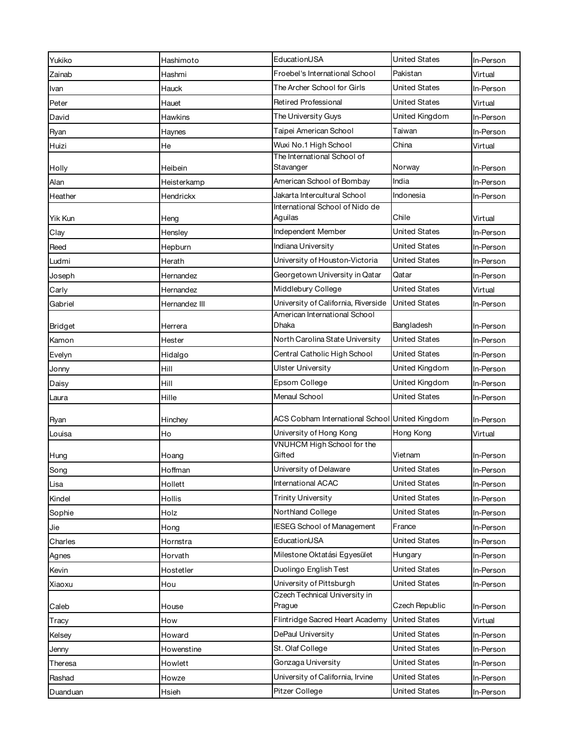| | | | | |
|---|---|---|---|---|
| Yukiko | Hashimoto | EducationUSA | United States | In-Person |
| Zainab | Hashmi | Froebel's International School | Pakistan | Virtual |
| Ivan | Hauck | The Archer School for Girls | United States | In-Person |
| Peter | Hauet | Retired Professional | United States | Virtual |
| David | Hawkins | The University Guys | United Kingdom | In-Person |
| Ryan | Haynes | Taipei American School | Taiwan | In-Person |
| Huizi | He | Wuxi No.1 High School | China | Virtual |
| Holly | Heibein | The International School of Stavanger | Norway | In-Person |
| Alan | Heisterkamp | American School of Bombay | India | In-Person |
| Heather | Hendrickx | Jakarta Intercultural School | Indonesia | In-Person |
| Yik Kun | Heng | International School of Nido de Aguilas | Chile | Virtual |
| Clay | Hensley | Independent Member | United States | In-Person |
| Reed | Hepburn | Indiana University | United States | In-Person |
| Ludmi | Herath | University of Houston-Victoria | United States | In-Person |
| Joseph | Hernandez | Georgetown University in Qatar | Qatar | In-Person |
| Carly | Hernandez | Middlebury College | United States | Virtual |
| Gabriel | Hernandez III | University of California, Riverside | United States | In-Person |
| Bridget | Herrera | American International School Dhaka | Bangladesh | In-Person |
| Kamon | Hester | North Carolina State University | United States | In-Person |
| Evelyn | Hidalgo | Central Catholic High School | United States | In-Person |
| Jonny | Hill | Ulster University | United Kingdom | In-Person |
| Daisy | Hill | Epsom College | United Kingdom | In-Person |
| Laura | Hille | Menaul School | United States | In-Person |
| Ryan | Hinchey | ACS Cobham International School | United Kingdom | In-Person |
| Louisa | Ho | University of Hong Kong | Hong Kong | Virtual |
| Hung | Hoang | VNUHCM High School for the Gifted | Vietnam | In-Person |
| Song | Hoffman | University of Delaware | United States | In-Person |
| Lisa | Hollett | International ACAC | United States | In-Person |
| Kindel | Hollis | Trinity University | United States | In-Person |
| Sophie | Holz | Northland College | United States | In-Person |
| Jie | Hong | IESEG School of Management | France | In-Person |
| Charles | Hornstra | EducationUSA | United States | In-Person |
| Agnes | Horvath | Milestone Oktatási Egyesület | Hungary | In-Person |
| Kevin | Hostetler | Duolingo English Test | United States | In-Person |
| Xiaoxu | Hou | University of Pittsburgh | United States | In-Person |
| Caleb | House | Czech Technical University in Prague | Czech Republic | In-Person |
| Tracy | How | Flintridge Sacred Heart Academy | United States | Virtual |
| Kelsey | Howard | DePaul University | United States | In-Person |
| Jenny | Howenstine | St. Olaf College | United States | In-Person |
| Theresa | Howlett | Gonzaga University | United States | In-Person |
| Rashad | Howze | University of California, Irvine | United States | In-Person |
| Duanduan | Hsieh | Pitzer College | United States | In-Person |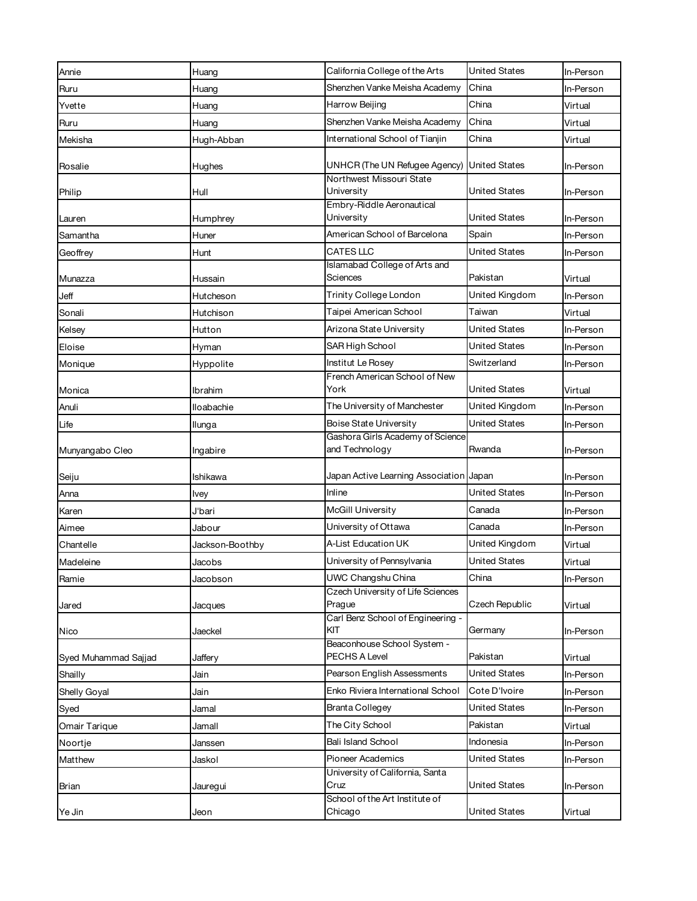| | | | | |
|---|---|---|---|---|
| Annie | Huang | California College of the Arts | United States | In-Person |
| Ruru | Huang | Shenzhen Vanke Meisha Academy | China | In-Person |
| Yvette | Huang | Harrow Beijing | China | Virtual |
| Ruru | Huang | Shenzhen Vanke Meisha Academy | China | Virtual |
| Mekisha | Hugh-Abban | International School of Tianjin | China | Virtual |
| Rosalie | Hughes | UNHCR (The UN Refugee Agency) | United States | In-Person |
| Philip | Hull | Northwest Missouri State University | United States | In-Person |
| Lauren | Humphrey | Embry-Riddle Aeronautical University | United States | In-Person |
| Samantha | Huner | American School of Barcelona | Spain | In-Person |
| Geoffrey | Hunt | CATES LLC | United States | In-Person |
| Munazza | Hussain | Islamabad College of Arts and Sciences | Pakistan | Virtual |
| Jeff | Hutcheson | Trinity College London | United Kingdom | In-Person |
| Sonali | Hutchison | Taipei American School | Taiwan | Virtual |
| Kelsey | Hutton | Arizona State University | United States | In-Person |
| Eloise | Hyman | SAR High School | United States | In-Person |
| Monique | Hyppolite | Institut Le Rosey | Switzerland | In-Person |
| Monica | Ibrahim | French American School of New York | United States | Virtual |
| Anuli | Iloabachie | The University of Manchester | United Kingdom | In-Person |
| Life | Ilunga | Boise State University | United States | In-Person |
| Munyangabo Cleo | Ingabire | Gashora Girls Academy of Science and Technology | Rwanda | In-Person |
| Seiju | Ishikawa | Japan Active Learning Association | Japan | In-Person |
| Anna | Ivey | Inline | United States | In-Person |
| Karen | J'bari | McGill University | Canada | In-Person |
| Aimee | Jabour | University of Ottawa | Canada | In-Person |
| Chantelle | Jackson-Boothby | A-List Education UK | United Kingdom | Virtual |
| Madeleine | Jacobs | University of Pennsylvania | United States | Virtual |
| Ramie | Jacobson | UWC Changshu China | China | In-Person |
| Jared | Jacques | Czech University of Life Sciences Prague | Czech Republic | Virtual |
| Nico | Jaeckel | Carl Benz School of Engineering - KIT | Germany | In-Person |
| Syed Muhammad Sajjad | Jaffery | Beaconhouse School System - PECHS A Level | Pakistan | Virtual |
| Shailly | Jain | Pearson English Assessments | United States | In-Person |
| Shelly Goyal | Jain | Enko Riviera International School | Cote D'Ivoire | In-Person |
| Syed | Jamal | Branta Collegey | United States | In-Person |
| Omair Tarique | Jamall | The City School | Pakistan | Virtual |
| Noortje | Janssen | Bali Island School | Indonesia | In-Person |
| Matthew | Jaskol | Pioneer Academics | United States | In-Person |
| Brian | Jauregui | University of California, Santa Cruz | United States | In-Person |
| Ye Jin | Jeon | School of the Art Institute of Chicago | United States | Virtual |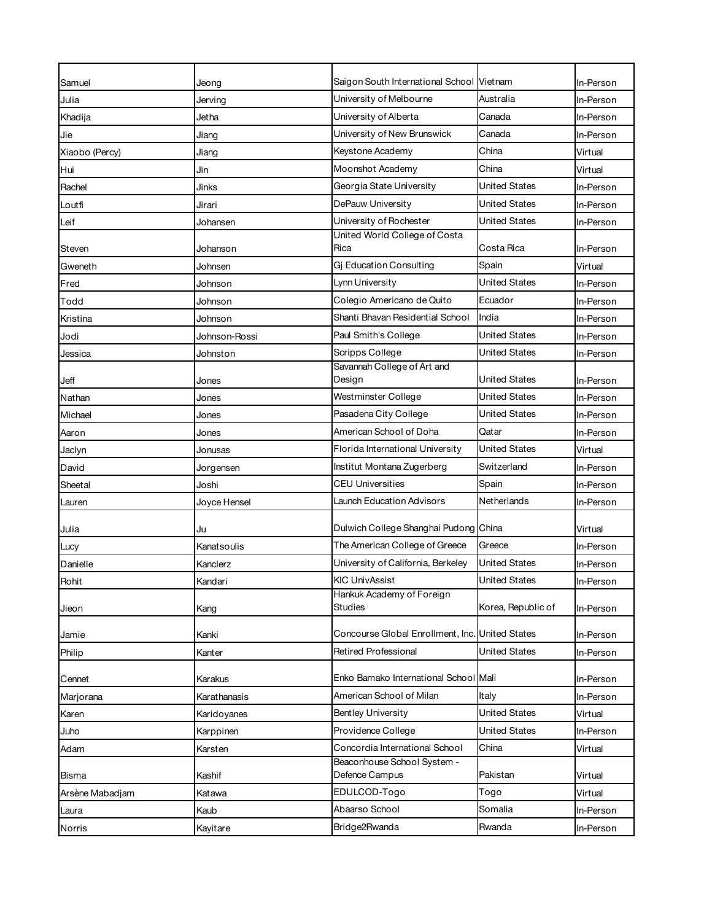| | | | | |
|---|---|---|---|---|
| Samuel | Jeong | Saigon South International School | Vietnam | In-Person |
| Julia | Jerving | University of Melbourne | Australia | In-Person |
| Khadija | Jetha | University of Alberta | Canada | In-Person |
| Jie | Jiang | University of New Brunswick | Canada | In-Person |
| Xiaobo (Percy) | Jiang | Keystone Academy | China | Virtual |
| Hui | Jin | Moonshot Academy | China | Virtual |
| Rachel | Jinks | Georgia State University | United States | In-Person |
| Loutfi | Jirari | DePauw University | United States | In-Person |
| Leif | Johansen | University of Rochester | United States | In-Person |
| Steven | Johanson | United World College of Costa Rica | Costa Rica | In-Person |
| Gweneth | Johnsen | Gj Education Consulting | Spain | Virtual |
| Fred | Johnson | Lynn University | United States | In-Person |
| Todd | Johnson | Colegio Americano de Quito | Ecuador | In-Person |
| Kristina | Johnson | Shanti Bhavan Residential School | India | In-Person |
| Jodi | Johnson-Rossi | Paul Smith's College | United States | In-Person |
| Jessica | Johnston | Scripps College | United States | In-Person |
| Jeff | Jones | Savannah College of Art and Design | United States | In-Person |
| Nathan | Jones | Westminster College | United States | In-Person |
| Michael | Jones | Pasadena City College | United States | In-Person |
| Aaron | Jones | American School of Doha | Qatar | In-Person |
| Jaclyn | Jonusas | Florida International University | United States | Virtual |
| David | Jorgensen | Institut Montana Zugerberg | Switzerland | In-Person |
| Sheetal | Joshi | CEU Universities | Spain | In-Person |
| Lauren | Joyce Hensel | Launch Education Advisors | Netherlands | In-Person |
| Julia | Ju | Dulwich College Shanghai Pudong | China | Virtual |
| Lucy | Kanatsoulis | The American College of Greece | Greece | In-Person |
| Danielle | Kanclerz | University of California, Berkeley | United States | In-Person |
| Rohit | Kandari | KIC UnivAssist | United States | In-Person |
| Jieon | Kang | Hankuk Academy of Foreign Studies | Korea, Republic of | In-Person |
| Jamie | Kanki | Concourse Global Enrollment, Inc. | United States | In-Person |
| Philip | Kanter | Retired Professional | United States | In-Person |
| Cennet | Karakus | Enko Bamako International School | Mali | In-Person |
| Marjorana | Karathanasis | American School of Milan | Italy | In-Person |
| Karen | Karidoyanes | Bentley University | United States | Virtual |
| Juho | Karppinen | Providence College | United States | In-Person |
| Adam | Karsten | Concordia International School | China | Virtual |
| Bisma | Kashif | Beaconhouse School System - Defence Campus | Pakistan | Virtual |
| Arsène Mabadjam | Katawa | EDULCOD-Togo | Togo | Virtual |
| Laura | Kaub | Abaarso School | Somalia | In-Person |
| Norris | Kayitare | Bridge2Rwanda | Rwanda | In-Person |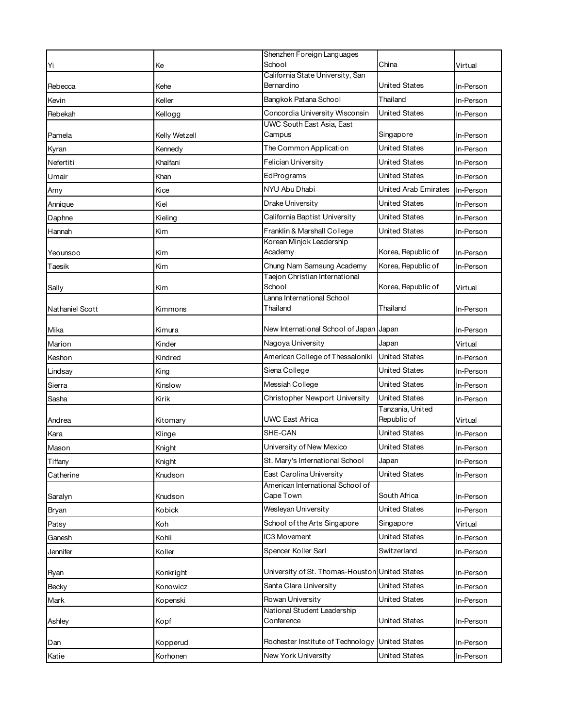| | | | | |
|---|---|---|---|---|
| Yi | Ke | Shenzhen Foreign Languages School | China | Virtual |
| Rebecca | Kehe | California State University, San Bernardino | United States | In-Person |
| Kevin | Keller | Bangkok Patana School | Thailand | In-Person |
| Rebekah | Kellogg | Concordia University Wisconsin | United States | In-Person |
| Pamela | Kelly Wetzell | UWC South East Asia, East Campus | Singapore | In-Person |
| Kyran | Kennedy | The Common Application | United States | In-Person |
| Nefertiti | Khalfani | Felician University | United States | In-Person |
| Umair | Khan | EdPrograms | United States | In-Person |
| Amy | Kice | NYU Abu Dhabi | United Arab Emirates | In-Person |
| Annique | Kiel | Drake University | United States | In-Person |
| Daphne | Kieling | California Baptist University | United States | In-Person |
| Hannah | Kim | Franklin & Marshall College | United States | In-Person |
| Yeounsoo | Kim | Korean Minjok Leadership Academy | Korea, Republic of | In-Person |
| Taesik | Kim | Chung Nam Samsung Academy | Korea, Republic of | In-Person |
| Sally | Kim | Taejon Christian International School | Korea, Republic of | Virtual |
| Nathaniel Scott | Kimmons | Lanna International School Thailand | Thailand | In-Person |
| Mika | Kimura | New International School of Japan | Japan | In-Person |
| Marion | Kinder | Nagoya University | Japan | Virtual |
| Keshon | Kindred | American College of Thessaloniki | United States | In-Person |
| Lindsay | King | Siena College | United States | In-Person |
| Sierra | Kinslow | Messiah College | United States | In-Person |
| Sasha | Kirik | Christopher Newport University | United States | In-Person |
| Andrea | Kitomary | UWC East Africa | Tanzania, United Republic of | Virtual |
| Kara | Klinge | SHE-CAN | United States | In-Person |
| Mason | Knight | University of New Mexico | United States | In-Person |
| Tiffany | Knight | St. Mary's International School | Japan | In-Person |
| Catherine | Knudson | East Carolina University | United States | In-Person |
| Saralyn | Knudson | American International School of Cape Town | South Africa | In-Person |
| Bryan | Kobick | Wesleyan University | United States | In-Person |
| Patsy | Koh | School of the Arts Singapore | Singapore | Virtual |
| Ganesh | Kohli | IC3 Movement | United States | In-Person |
| Jennifer | Koller | Spencer Koller Sarl | Switzerland | In-Person |
| Ryan | Konkright | University of St. Thomas-Houston | United States | In-Person |
| Becky | Konowicz | Santa Clara University | United States | In-Person |
| Mark | Kopenski | Rowan University | United States | In-Person |
| Ashley | Kopf | National Student Leadership Conference | United States | In-Person |
| Dan | Kopperud | Rochester Institute of Technology | United States | In-Person |
| Katie | Korhonen | New York University | United States | In-Person |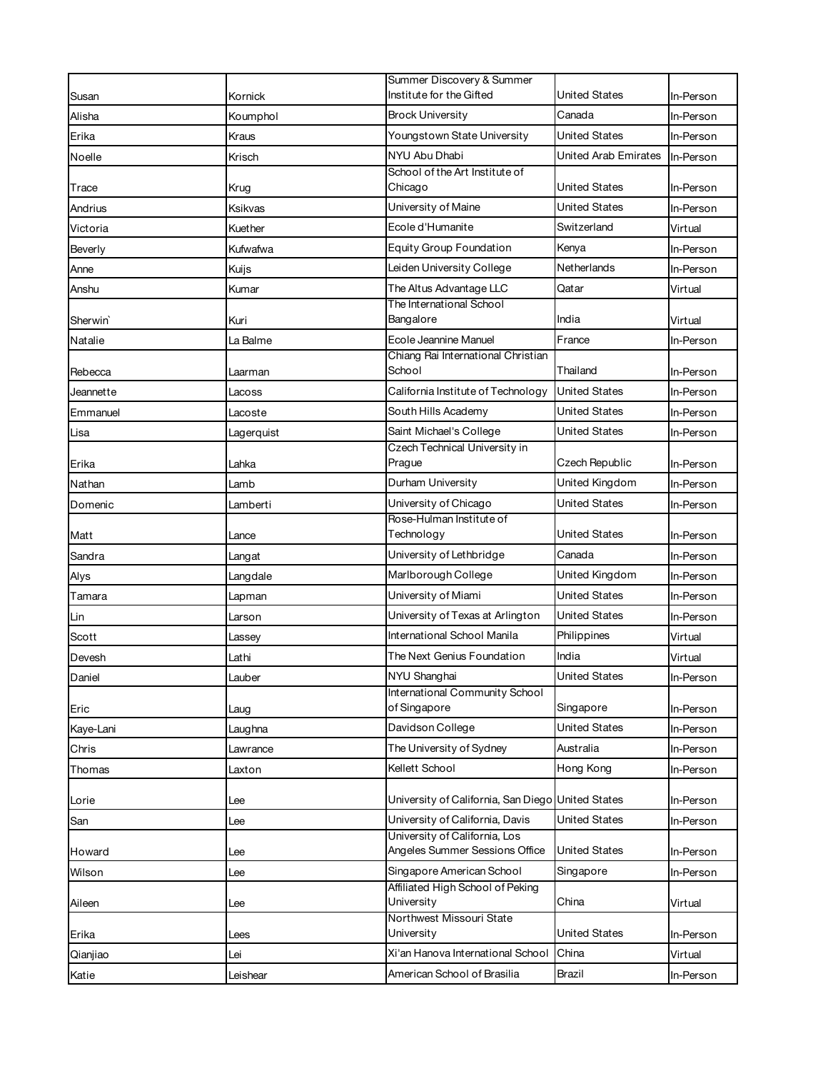| Susan | Kornick | Summer Discovery & Summer Institute for the Gifted | United States | In-Person |
|---|---|---|---|---|
| Alisha | Koumphol | Brock University | Canada | In-Person |
| Erika | Kraus | Youngstown State University | United States | In-Person |
| Noelle | Krisch | NYU Abu Dhabi | United Arab Emirates | In-Person |
| Trace | Krug | School of the Art Institute of Chicago | United States | In-Person |
| Andrius | Ksikvas | University of Maine | United States | In-Person |
| Victoria | Kuether | Ecole d'Humanite | Switzerland | Virtual |
| Beverly | Kufwafwa | Equity Group Foundation | Kenya | In-Person |
| Anne | Kuijs | Leiden University College | Netherlands | In-Person |
| Anshu | Kumar | The Altus Advantage LLC | Qatar | Virtual |
| Sherwin` | Kuri | The International School Bangalore | India | Virtual |
| Natalie | La Balme | Ecole Jeannine Manuel | France | In-Person |
| Rebecca | Laarman | Chiang Rai International Christian School | Thailand | In-Person |
| Jeannette | Lacoss | California Institute of Technology | United States | In-Person |
| Emmanuel | Lacoste | South Hills Academy | United States | In-Person |
| Lisa | Lagerquist | Saint Michael's College | United States | In-Person |
| Erika | Lahka | Czech Technical University in Prague | Czech Republic | In-Person |
| Nathan | Lamb | Durham University | United Kingdom | In-Person |
| Domenic | Lamberti | University of Chicago | United States | In-Person |
| Matt | Lance | Rose-Hulman Institute of Technology | United States | In-Person |
| Sandra | Langat | University of Lethbridge | Canada | In-Person |
| Alys | Langdale | Marlborough College | United Kingdom | In-Person |
| Tamara | Lapman | University of Miami | United States | In-Person |
| Lin | Larson | University of Texas at Arlington | United States | In-Person |
| Scott | Lassey | International School Manila | Philippines | Virtual |
| Devesh | Lathi | The Next Genius Foundation | India | Virtual |
| Daniel | Lauber | NYU Shanghai | United States | In-Person |
| Eric | Laug | International Community School of Singapore | Singapore | In-Person |
| Kaye-Lani | Laughna | Davidson College | United States | In-Person |
| Chris | Lawrance | The University of Sydney | Australia | In-Person |
| Thomas | Laxton | Kellett School | Hong Kong | In-Person |
| Lorie | Lee | University of California, San Diego | United States | In-Person |
| San | Lee | University of California, Davis | United States | In-Person |
| Howard | Lee | University of California, Los Angeles Summer Sessions Office | United States | In-Person |
| Wilson | Lee | Singapore American School | Singapore | In-Person |
| Aileen | Lee | Affiliated High School of Peking University | China | Virtual |
| Erika | Lees | Northwest Missouri State University | United States | In-Person |
| Qianjiao | Lei | Xi'an Hanova International School | China | Virtual |
| Katie | Leishear | American School of Brasilia | Brazil | In-Person |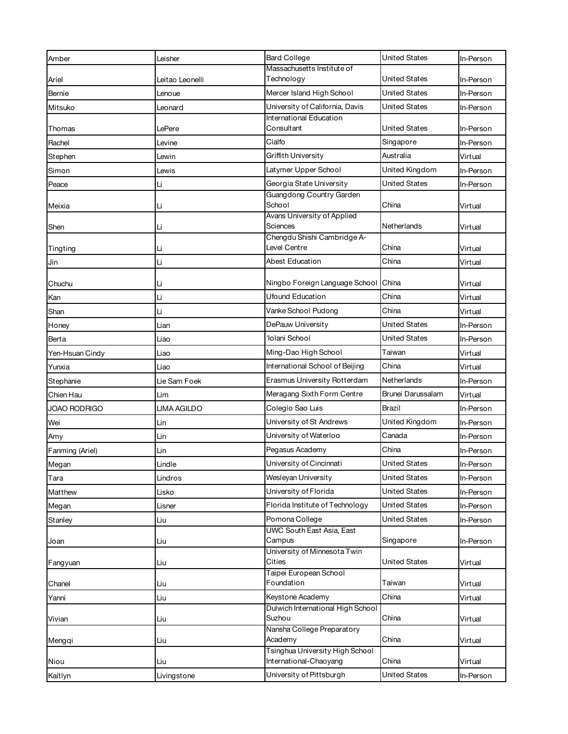| Amber | Leisher | Bard College | United States | In-Person |
|---|---|---|---|---|
| Ariel | Leitao Leonelli | Massachusetts Institute of Technology | United States | In-Person |
| Bernie | Lenoue | Mercer Island High School | United States | In-Person |
| Mitsuko | Leonard | University of California, Davis | United States | In-Person |
| Thomas | LePere | International Education Consultant | United States | In-Person |
| Rachel | Levine | Cialfo | Singapore | In-Person |
| Stephen | Lewin | Griffith University | Australia | Virtual |
| Simon | Lewis | Latymer Upper School | United Kingdom | In-Person |
| Peace | Li | Georgia State University | United States | In-Person |
| Meixia | Li | Guangdong Country Garden School | China | Virtual |
| Shen | Li | Avans University of Applied Sciences | Netherlands | Virtual |
| Tingting | Li | Chengdu Shishi Cambridge A-Level Centre | China | Virtual |
| Jin | Li | Abest Education | China | Virtual |
| Chuchu | Li | Ningbo Foreign Language School | China | Virtual |
| Kan | Li | Ufound Education | China | Virtual |
| Shan | Li | Vanke School Pudong | China | Virtual |
| Honey | Lian | DePauw University | United States | In-Person |
| Berta | Liao | 'Iolani School | United States | In-Person |
| Yen-Hsuan Cindy | Liao | Ming-Dao High School | Taiwan | Virtual |
| Yunxia | Liao | International School of Beijing | China | Virtual |
| Stephanie | Lie Sam Foek | Erasmus University Rotterdam | Netherlands | In-Person |
| Chien Hau | Lim | Meragang Sixth Form Centre | Brunei Darussalam | Virtual |
| JOAO RODRIGO | LIMA AGILDO | Colegio Sao Luis | Brazil | In-Person |
| Wei | Lin | University of St Andrews | United Kingdom | In-Person |
| Amy | Lin | University of Waterloo | Canada | In-Person |
| Fanming (Ariel) | Lin | Pegasus Academy | China | In-Person |
| Megan | Lindle | University of Cincinnati | United States | In-Person |
| Tara | Lindros | Wesleyan University | United States | In-Person |
| Matthew | Lisko | University of Florida | United States | In-Person |
| Megan | Lisner | Florida Institute of Technology | United States | In-Person |
| Stanley | Liu | Pomona College | United States | In-Person |
| Joan | Liu | UWC South East Asia, East Campus | Singapore | In-Person |
| Fangyuan | Liu | University of Minnesota Twin Cities | United States | Virtual |
| Chanel | Liu | Taipei European School Foundation | Taiwan | Virtual |
| Yanni | Liu | Keystone Academy | China | Virtual |
| Vivian | Liu | Dulwich International High School Suzhou | China | Virtual |
| Mengqi | Liu | Nansha College Preparatory Academy | China | Virtual |
| Niou | Liu | Tsinghua University High School International-Chaoyang | China | Virtual |
| Kaitlyn | Livingstone | University of Pittsburgh | United States | In-Person |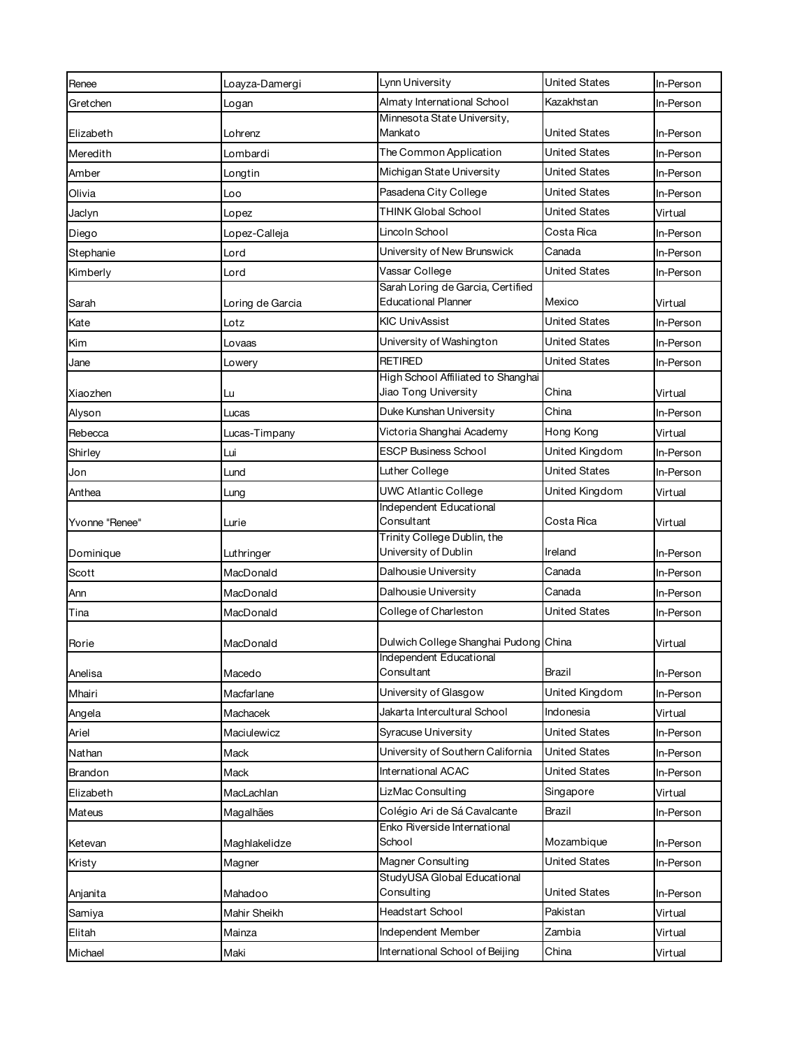| | | | | |
|---|---|---|---|---|
| Renee | Loayza-Damergi | Lynn University | United States | In-Person |
| Gretchen | Logan | Almaty International School | Kazakhstan | In-Person |
| Elizabeth | Lohrenz | Minnesota State University, Mankato | United States | In-Person |
| Meredith | Lombardi | The Common Application | United States | In-Person |
| Amber | Longtin | Michigan State University | United States | In-Person |
| Olivia | Loo | Pasadena City College | United States | In-Person |
| Jaclyn | Lopez | THINK Global School | United States | Virtual |
| Diego | Lopez-Calleja | Lincoln School | Costa Rica | In-Person |
| Stephanie | Lord | University of New Brunswick | Canada | In-Person |
| Kimberly | Lord | Vassar College | United States | In-Person |
| Sarah | Loring de Garcia | Sarah Loring de Garcia, Certified Educational Planner | Mexico | Virtual |
| Kate | Lotz | KIC UnivAssist | United States | In-Person |
| Kim | Lovaas | University of Washington | United States | In-Person |
| Jane | Lowery | RETIRED | United States | In-Person |
| Xiaozhen | Lu | High School Affiliated to Shanghai Jiao Tong University | China | Virtual |
| Alyson | Lucas | Duke Kunshan University | China | In-Person |
| Rebecca | Lucas-Timpany | Victoria Shanghai Academy | Hong Kong | Virtual |
| Shirley | Lui | ESCP Business School | United Kingdom | In-Person |
| Jon | Lund | Luther College | United States | In-Person |
| Anthea | Lung | UWC Atlantic College | United Kingdom | Virtual |
| Yvonne "Renee" | Lurie | Independent Educational Consultant | Costa Rica | Virtual |
| Dominique | Luthringer | Trinity College Dublin, the University of Dublin | Ireland | In-Person |
| Scott | MacDonald | Dalhousie University | Canada | In-Person |
| Ann | MacDonald | Dalhousie University | Canada | In-Person |
| Tina | MacDonald | College of Charleston | United States | In-Person |
| Rorie | MacDonald | Dulwich College Shanghai Pudong | China | Virtual |
| Anelisa | Macedo | Independent Educational Consultant | Brazil | In-Person |
| Mhairi | Macfarlane | University of Glasgow | United Kingdom | In-Person |
| Angela | Machacek | Jakarta Intercultural School | Indonesia | Virtual |
| Ariel | Maciulewicz | Syracuse University | United States | In-Person |
| Nathan | Mack | University of Southern California | United States | In-Person |
| Brandon | Mack | International ACAC | United States | In-Person |
| Elizabeth | MacLachlan | LizMac Consulting | Singapore | Virtual |
| Mateus | Magalhães | Colégio Ari de Sá Cavalcante | Brazil | In-Person |
| Ketevan | Maghlakelidze | Enko Riverside International School | Mozambique | In-Person |
| Kristy | Magner | Magner Consulting | United States | In-Person |
| Anjanita | Mahadoo | StudyUSA Global Educational Consulting | United States | In-Person |
| Samiya | Mahir Sheikh | Headstart School | Pakistan | Virtual |
| Elitah | Mainza | Independent Member | Zambia | Virtual |
| Michael | Maki | International School of Beijing | China | Virtual |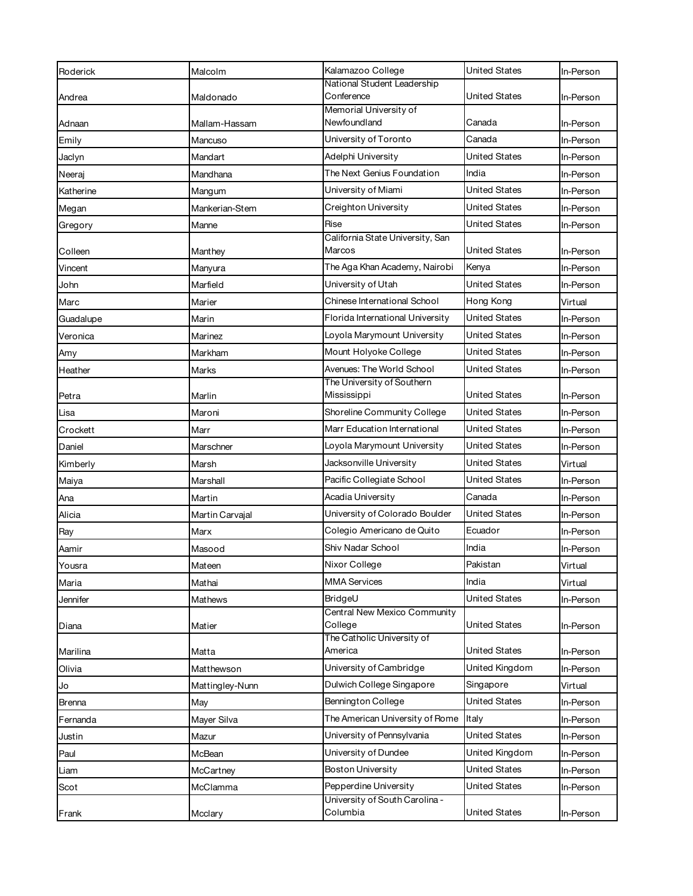| | | | | |
|---|---|---|---|---|
| Roderick | Malcolm | Kalamazoo College | United States | In-Person |
| Andrea | Maldonado | National Student Leadership Conference | United States | In-Person |
| Adnaan | Mallam-Hassam | Memorial University of Newfoundland | Canada | In-Person |
| Emily | Mancuso | University of Toronto | Canada | In-Person |
| Jaclyn | Mandart | Adelphi University | United States | In-Person |
| Neeraj | Mandhana | The Next Genius Foundation | India | In-Person |
| Katherine | Mangum | University of Miami | United States | In-Person |
| Megan | Mankerian-Stem | Creighton University | United States | In-Person |
| Gregory | Manne | Rise | United States | In-Person |
| Colleen | Manthey | California State University, San Marcos | United States | In-Person |
| Vincent | Manyura | The Aga Khan Academy, Nairobi | Kenya | In-Person |
| John | Marfield | University of Utah | United States | In-Person |
| Marc | Marier | Chinese International School | Hong Kong | Virtual |
| Guadalupe | Marin | Florida International University | United States | In-Person |
| Veronica | Marinez | Loyola Marymount University | United States | In-Person |
| Amy | Markham | Mount Holyoke College | United States | In-Person |
| Heather | Marks | Avenues: The World School | United States | In-Person |
| Petra | Marlin | The University of Southern Mississippi | United States | In-Person |
| Lisa | Maroni | Shoreline Community College | United States | In-Person |
| Crockett | Marr | Marr Education International | United States | In-Person |
| Daniel | Marschner | Loyola Marymount University | United States | In-Person |
| Kimberly | Marsh | Jacksonville University | United States | Virtual |
| Maiya | Marshall | Pacific Collegiate School | United States | In-Person |
| Ana | Martin | Acadia University | Canada | In-Person |
| Alicia | Martin Carvajal | University of Colorado Boulder | United States | In-Person |
| Ray | Marx | Colegio Americano de Quito | Ecuador | In-Person |
| Aamir | Masood | Shiv Nadar School | India | In-Person |
| Yousra | Mateen | Nixor College | Pakistan | Virtual |
| Maria | Mathai | MMA Services | India | Virtual |
| Jennifer | Mathews | BridgeU | United States | In-Person |
| Diana | Matier | Central New Mexico Community College | United States | In-Person |
| Marilina | Matta | The Catholic University of America | United States | In-Person |
| Olivia | Matthewson | University of Cambridge | United Kingdom | In-Person |
| Jo | Mattingley-Nunn | Dulwich College Singapore | Singapore | Virtual |
| Brenna | May | Bennington College | United States | In-Person |
| Fernanda | Mayer Silva | The American University of Rome | Italy | In-Person |
| Justin | Mazur | University of Pennsylvania | United States | In-Person |
| Paul | McBean | University of Dundee | United Kingdom | In-Person |
| Liam | McCartney | Boston University | United States | In-Person |
| Scot | McClamma | Pepperdine University | United States | In-Person |
| Frank | Mcclary | University of South Carolina - Columbia | United States | In-Person |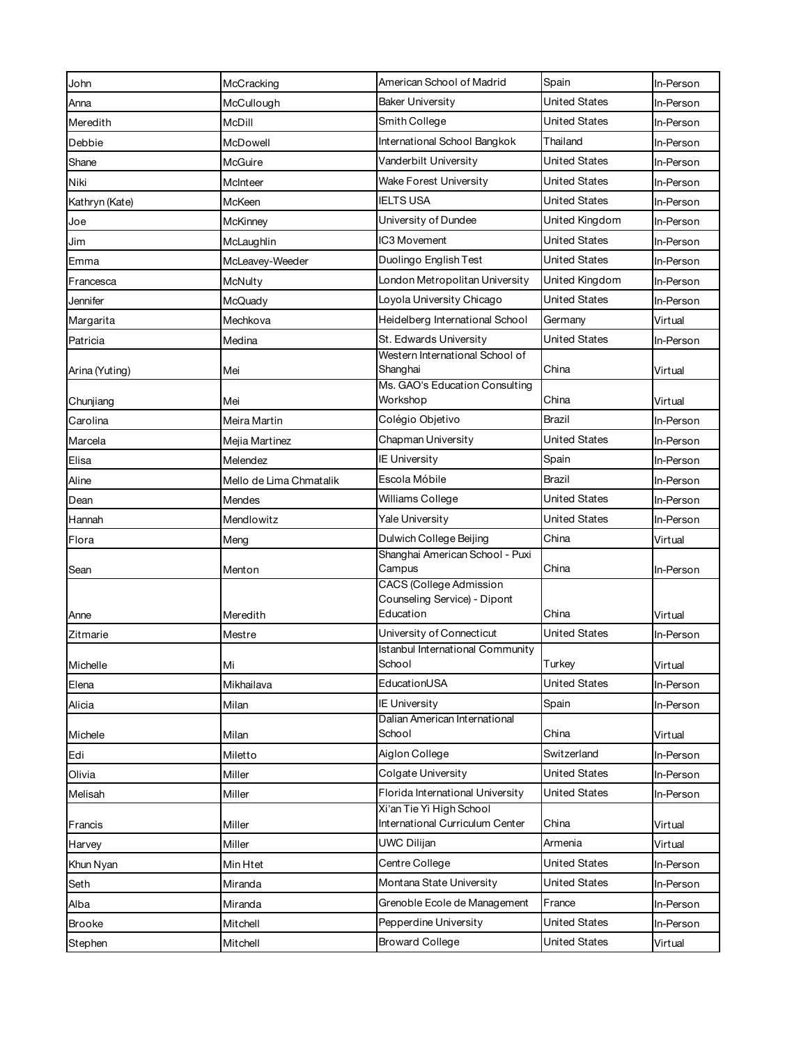| | | | | |
|---|---|---|---|---|
| John | McCracking | American School of Madrid | Spain | In-Person |
| Anna | McCullough | Baker University | United States | In-Person |
| Meredith | McDill | Smith College | United States | In-Person |
| Debbie | McDowell | International School Bangkok | Thailand | In-Person |
| Shane | McGuire | Vanderbilt University | United States | In-Person |
| Niki | McInteer | Wake Forest University | United States | In-Person |
| Kathryn (Kate) | McKeen | IELTS USA | United States | In-Person |
| Joe | McKinney | University of Dundee | United Kingdom | In-Person |
| Jim | McLaughlin | IC3 Movement | United States | In-Person |
| Emma | McLeavey-Weeder | Duolingo English Test | United States | In-Person |
| Francesca | McNulty | London Metropolitan University | United Kingdom | In-Person |
| Jennifer | McQuady | Loyola University Chicago | United States | In-Person |
| Margarita | Mechkova | Heidelberg International School | Germany | Virtual |
| Patricia | Medina | St. Edwards University | United States | In-Person |
| Arina (Yuting) | Mei | Western International School of Shanghai | China | Virtual |
| Chunjiang | Mei | Ms. GAO's Education Consulting Workshop | China | Virtual |
| Carolina | Meira Martin | Colégio Objetivo | Brazil | In-Person |
| Marcela | Mejia Martinez | Chapman University | United States | In-Person |
| Elisa | Melendez | IE University | Spain | In-Person |
| Aline | Mello de Lima Chmatalik | Escola Móbile | Brazil | In-Person |
| Dean | Mendes | Williams College | United States | In-Person |
| Hannah | Mendlowitz | Yale University | United States | In-Person |
| Flora | Meng | Dulwich College Beijing | China | Virtual |
| Sean | Menton | Shanghai American School - Puxi Campus | China | In-Person |
| Anne | Meredith | CACS (College Admission Counseling Service) - Dipont Education | China | Virtual |
| Zitmarie | Mestre | University of Connecticut | United States | In-Person |
| Michelle | Mi | Istanbul International Community School | Turkey | Virtual |
| Elena | Mikhailava | EducationUSA | United States | In-Person |
| Alicia | Milan | IE University | Spain | In-Person |
| Michele | Milan | Dalian American International School | China | Virtual |
| Edi | Miletto | Aiglon College | Switzerland | In-Person |
| Olivia | Miller | Colgate University | United States | In-Person |
| Melisah | Miller | Florida International University | United States | In-Person |
| Francis | Miller | Xi'an Tie Yi High School International Curriculum Center | China | Virtual |
| Harvey | Miller | UWC Dilijan | Armenia | Virtual |
| Khun Nyan | Min Htet | Centre College | United States | In-Person |
| Seth | Miranda | Montana State University | United States | In-Person |
| Alba | Miranda | Grenoble Ecole de Management | France | In-Person |
| Brooke | Mitchell | Pepperdine University | United States | In-Person |
| Stephen | Mitchell | Broward College | United States | Virtual |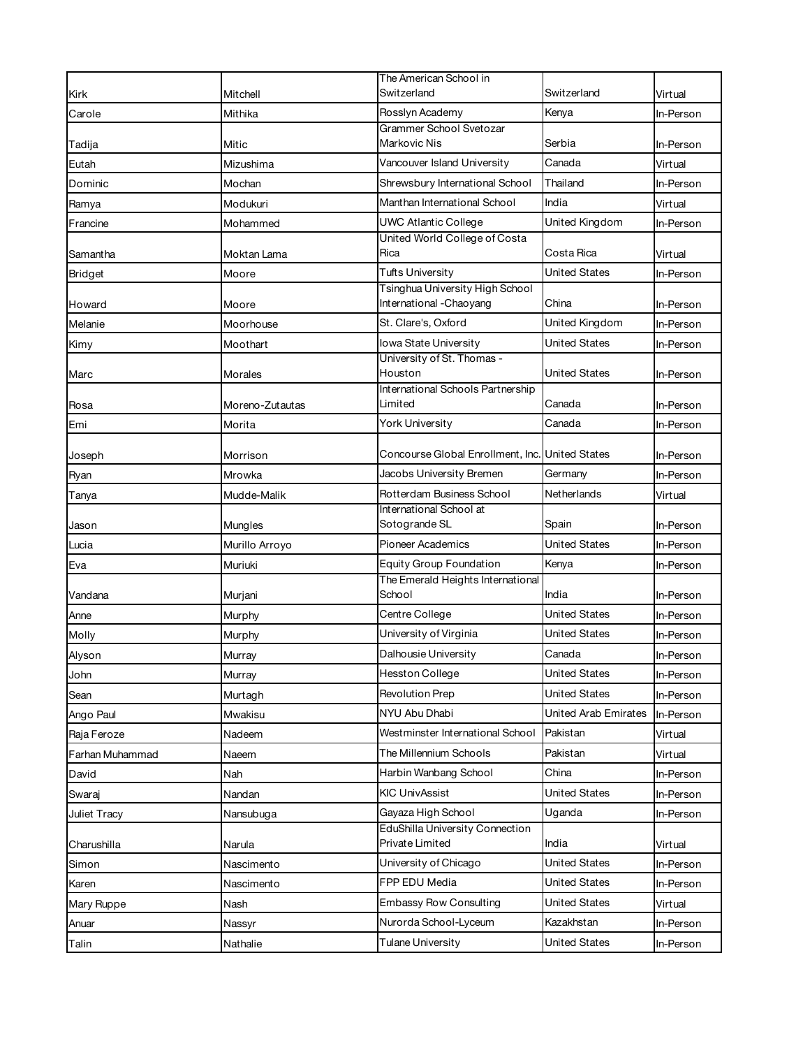| Kirk | Mitchell | The American School in Switzerland | Switzerland | Virtual |
|---|---|---|---|---|
| Carole | Mithika | Rosslyn Academy | Kenya | In-Person |
| Tadija | Mitic | Grammer School Svetozar Markovic Nis | Serbia | In-Person |
| Eutah | Mizushima | Vancouver Island University | Canada | Virtual |
| Dominic | Mochan | Shrewsbury International School | Thailand | In-Person |
| Ramya | Modukuri | Manthan International School | India | Virtual |
| Francine | Mohammed | UWC Atlantic College | United Kingdom | In-Person |
| Samantha | Moktan Lama | United World College of Costa Rica | Costa Rica | Virtual |
| Bridget | Moore | Tufts University | United States | In-Person |
| Howard | Moore | Tsinghua University High School International -Chaoyang | China | In-Person |
| Melanie | Moorhouse | St. Clare's, Oxford | United Kingdom | In-Person |
| Kimy | Moothart | Iowa State University | United States | In-Person |
| Marc | Morales | University of St. Thomas - Houston | United States | In-Person |
| Rosa | Moreno-Zutautas | International Schools Partnership Limited | Canada | In-Person |
| Emi | Morita | York University | Canada | In-Person |
| Joseph | Morrison | Concourse Global Enrollment, Inc. | United States | In-Person |
| Ryan | Mrowka | Jacobs University Bremen | Germany | In-Person |
| Tanya | Mudde-Malik | Rotterdam Business School | Netherlands | Virtual |
| Jason | Mungles | International School at Sotogrande SL | Spain | In-Person |
| Lucia | Murillo Arroyo | Pioneer Academics | United States | In-Person |
| Eva | Muriuki | Equity Group Foundation | Kenya | In-Person |
| Vandana | Murjani | The Emerald Heights International School | India | In-Person |
| Anne | Murphy | Centre College | United States | In-Person |
| Molly | Murphy | University of Virginia | United States | In-Person |
| Alyson | Murray | Dalhousie University | Canada | In-Person |
| John | Murray | Hesston College | United States | In-Person |
| Sean | Murtagh | Revolution Prep | United States | In-Person |
| Ango Paul | Mwakisu | NYU Abu Dhabi | United Arab Emirates | In-Person |
| Raja Feroze | Nadeem | Westminster International School | Pakistan | Virtual |
| Farhan Muhammad | Naeem | The Millennium Schools | Pakistan | Virtual |
| David | Nah | Harbin Wanbang School | China | In-Person |
| Swaraj | Nandan | KIC UnivAssist | United States | In-Person |
| Juliet Tracy | Nansubuga | Gayaza High School | Uganda | In-Person |
| Charushilla | Narula | EduShilla University Connection Private Limited | India | Virtual |
| Simon | Nascimento | University of Chicago | United States | In-Person |
| Karen | Nascimento | FPP EDU Media | United States | In-Person |
| Mary Ruppe | Nash | Embassy Row Consulting | United States | Virtual |
| Anuar | Nassyr | Nurorda School-Lyceum | Kazakhstan | In-Person |
| Talin | Nathalie | Tulane University | United States | In-Person |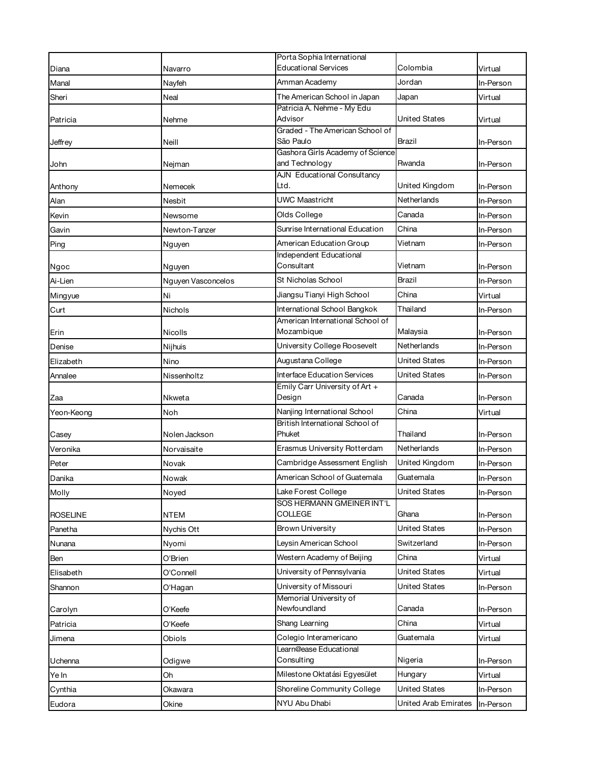| Diana | Navarro | Porta Sophia International Educational Services | Colombia | Virtual |
|---|---|---|---|---|
| Manal | Nayfeh | Amman Academy | Jordan | In-Person |
| Sheri | Neal | The American School in Japan | Japan | Virtual |
| Patricia | Nehme | Patricia A. Nehme - My Edu Advisor | United States | Virtual |
| Jeffrey | Neill | Graded - The American School of São Paulo | Brazil | In-Person |
| John | Nejman | Gashora Girls Academy of Science and Technology | Rwanda | In-Person |
| Anthony | Nemecek | AJN Educational Consultancy Ltd. | United Kingdom | In-Person |
| Alan | Nesbit | UWC Maastricht | Netherlands | In-Person |
| Kevin | Newsome | Olds College | Canada | In-Person |
| Gavin | Newton-Tanzer | Sunrise International Education | China | In-Person |
| Ping | Nguyen | American Education Group | Vietnam | In-Person |
| Ngoc | Nguyen | Independent Educational Consultant | Vietnam | In-Person |
| Ai-Lien | Nguyen Vasconcelos | St Nicholas School | Brazil | In-Person |
| Mingyue | Ni | Jiangsu Tianyi High School | China | Virtual |
| Curt | Nichols | International School Bangkok | Thailand | In-Person |
| Erin | Nicolls | American International School of Mozambique | Malaysia | In-Person |
| Denise | Nijhuis | University College Roosevelt | Netherlands | In-Person |
| Elizabeth | Nino | Augustana College | United States | In-Person |
| Annalee | Nissenholtz | Interface Education Services | United States | In-Person |
| Zaa | Nkweta | Emily Carr University of Art + Design | Canada | In-Person |
| Yeon-Keong | Noh | Nanjing International School | China | Virtual |
| Casey | Nolen Jackson | British International School of Phuket | Thailand | In-Person |
| Veronika | Norvaisaite | Erasmus University Rotterdam | Netherlands | In-Person |
| Peter | Novak | Cambridge Assessment English | United Kingdom | In-Person |
| Danika | Nowak | American School of Guatemala | Guatemala | In-Person |
| Molly | Noyed | Lake Forest College | United States | In-Person |
| ROSELINE | NTEM | SOS HERMANN GMEINER INT'L COLLEGE | Ghana | In-Person |
| Panetha | Nychis Ott | Brown University | United States | In-Person |
| Nunana | Nyomi | Leysin American School | Switzerland | In-Person |
| Ben | O'Brien | Western Academy of Beijing | China | Virtual |
| Elisabeth | O'Connell | University of Pennsylvania | United States | Virtual |
| Shannon | O'Hagan | University of Missouri | United States | In-Person |
| Carolyn | O'Keefe | Memorial University of Newfoundland | Canada | In-Person |
| Patricia | O'Keefe | Shang Learning | China | Virtual |
| Jimena | Obiols | Colegio Interamericano | Guatemala | Virtual |
| Uchenna | Odigwe | Learn@ease Educational Consulting | Nigeria | In-Person |
| Ye In | Oh | Milestone Oktatási Egyesület | Hungary | Virtual |
| Cynthia | Okawara | Shoreline Community College | United States | In-Person |
| Eudora | Okine | NYU Abu Dhabi | United Arab Emirates | In-Person |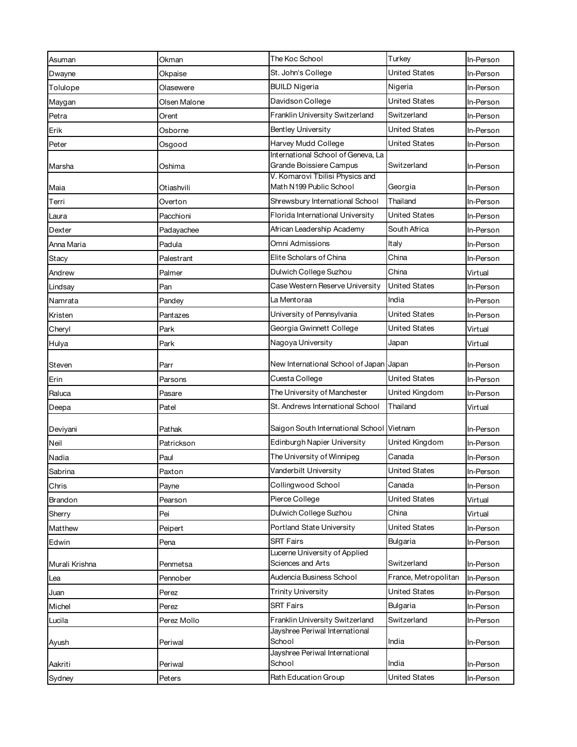| | | | | |
|---|---|---|---|---|
| Asuman | Okman | The Koc School | Turkey | In-Person |
| Dwayne | Okpaise | St. John's College | United States | In-Person |
| Tolulope | Olasewere | BUILD Nigeria | Nigeria | In-Person |
| Maygan | Olsen Malone | Davidson College | United States | In-Person |
| Petra | Orent | Franklin University Switzerland | Switzerland | In-Person |
| Erik | Osborne | Bentley University | United States | In-Person |
| Peter | Osgood | Harvey Mudd College | United States | In-Person |
| Marsha | Oshima | International School of Geneva, La Grande Boissiere Campus | Switzerland | In-Person |
| Maia | Otiashvili | V. Komarovi Tbilisi Physics and Math N199 Public School | Georgia | In-Person |
| Terri | Overton | Shrewsbury International School | Thailand | In-Person |
| Laura | Pacchioni | Florida International University | United States | In-Person |
| Dexter | Padayachee | African Leadership Academy | South Africa | In-Person |
| Anna Maria | Padula | Omni Admissions | Italy | In-Person |
| Stacy | Palestrant | Elite Scholars of China | China | In-Person |
| Andrew | Palmer | Dulwich College Suzhou | China | Virtual |
| Lindsay | Pan | Case Western Reserve University | United States | In-Person |
| Namrata | Pandey | La Mentoraa | India | In-Person |
| Kristen | Pantazes | University of Pennsylvania | United States | In-Person |
| Cheryl | Park | Georgia Gwinnett College | United States | Virtual |
| Hulya | Park | Nagoya University | Japan | Virtual |
| Steven | Parr | New International School of Japan | Japan | In-Person |
| Erin | Parsons | Cuesta College | United States | In-Person |
| Raluca | Pasare | The University of Manchester | United Kingdom | In-Person |
| Deepa | Patel | St. Andrews International School | Thailand | Virtual |
| Deviyani | Pathak | Saigon South International School | Vietnam | In-Person |
| Neil | Patrickson | Edinburgh Napier University | United Kingdom | In-Person |
| Nadia | Paul | The University of Winnipeg | Canada | In-Person |
| Sabrina | Paxton | Vanderbilt University | United States | In-Person |
| Chris | Payne | Collingwood School | Canada | In-Person |
| Brandon | Pearson | Pierce College | United States | Virtual |
| Sherry | Pei | Dulwich College Suzhou | China | Virtual |
| Matthew | Peipert | Portland State University | United States | In-Person |
| Edwin | Pena | SRT Fairs | Bulgaria | In-Person |
| Murali Krishna | Penmetsa | Lucerne University of Applied Sciences and Arts | Switzerland | In-Person |
| Lea | Pennober | Audencia Business School | France, Metropolitan | In-Person |
| Juan | Perez | Trinity University | United States | In-Person |
| Michel | Perez | SRT Fairs | Bulgaria | In-Person |
| Lucila | Perez Mollo | Franklin University Switzerland | Switzerland | In-Person |
| Ayush | Periwal | Jayshree Periwal International School | India | In-Person |
| Aakriti | Periwal | Jayshree Periwal International School | India | In-Person |
| Sydney | Peters | Rath Education Group | United States | In-Person |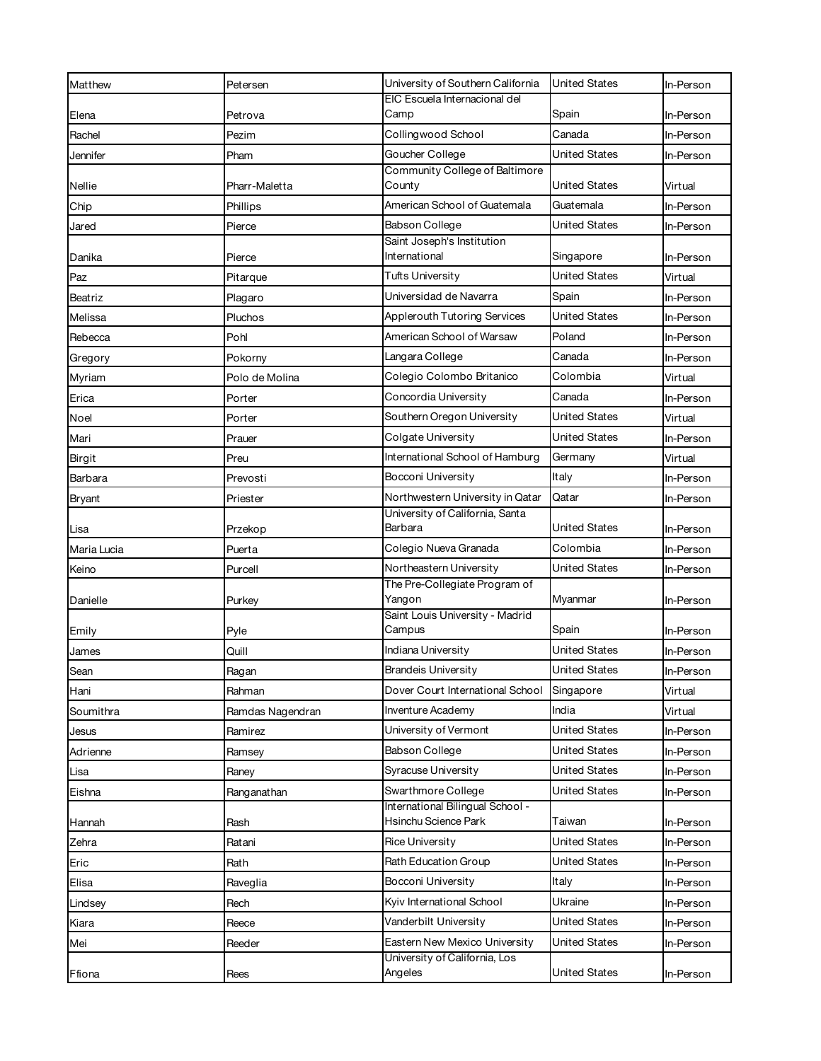| Matthew | Petersen | University of Southern California | United States | In-Person |
|---|---|---|---|---|
| Elena | Petrova | EIC Escuela Internacional del Camp | Spain | In-Person |
| Rachel | Pezim | Collingwood School | Canada | In-Person |
| Jennifer | Pham | Goucher College | United States | In-Person |
| Nellie | Pharr-Maletta | Community College of Baltimore County | United States | Virtual |
| Chip | Phillips | American School of Guatemala | Guatemala | In-Person |
| Jared | Pierce | Babson College | United States | In-Person |
| Danika | Pierce | Saint Joseph's Institution International | Singapore | In-Person |
| Paz | Pitarque | Tufts University | United States | Virtual |
| Beatriz | Plagaro | Universidad de Navarra | Spain | In-Person |
| Melissa | Pluchos | Applerouth Tutoring Services | United States | In-Person |
| Rebecca | Pohl | American School of Warsaw | Poland | In-Person |
| Gregory | Pokorny | Langara College | Canada | In-Person |
| Myriam | Polo de Molina | Colegio Colombo Britanico | Colombia | Virtual |
| Erica | Porter | Concordia University | Canada | In-Person |
| Noel | Porter | Southern Oregon University | United States | Virtual |
| Mari | Prauer | Colgate University | United States | In-Person |
| Birgit | Preu | International School of Hamburg | Germany | Virtual |
| Barbara | Prevosti | Bocconi University | Italy | In-Person |
| Bryant | Priester | Northwestern University in Qatar | Qatar | In-Person |
| Lisa | Przekop | University of California, Santa Barbara | United States | In-Person |
| Maria Lucia | Puerta | Colegio Nueva Granada | Colombia | In-Person |
| Keino | Purcell | Northeastern University | United States | In-Person |
| Danielle | Purkey | The Pre-Collegiate Program of Yangon | Myanmar | In-Person |
| Emily | Pyle | Saint Louis University - Madrid Campus | Spain | In-Person |
| James | Quill | Indiana University | United States | In-Person |
| Sean | Ragan | Brandeis University | United States | In-Person |
| Hani | Rahman | Dover Court International School | Singapore | Virtual |
| Soumithra | Ramdas Nagendran | Inventure Academy | India | Virtual |
| Jesus | Ramirez | University of Vermont | United States | In-Person |
| Adrienne | Ramsey | Babson College | United States | In-Person |
| Lisa | Raney | Syracuse University | United States | In-Person |
| Eishna | Ranganathan | Swarthmore College | United States | In-Person |
| Hannah | Rash | International Bilingual School - Hsinchu Science Park | Taiwan | In-Person |
| Zehra | Ratani | Rice University | United States | In-Person |
| Eric | Rath | Rath Education Group | United States | In-Person |
| Elisa | Raveglia | Bocconi University | Italy | In-Person |
| Lindsey | Rech | Kyiv International School | Ukraine | In-Person |
| Kiara | Reece | Vanderbilt University | United States | In-Person |
| Mei | Reeder | Eastern New Mexico University | United States | In-Person |
| Ffiona | Rees | University of California, Los Angeles | United States | In-Person |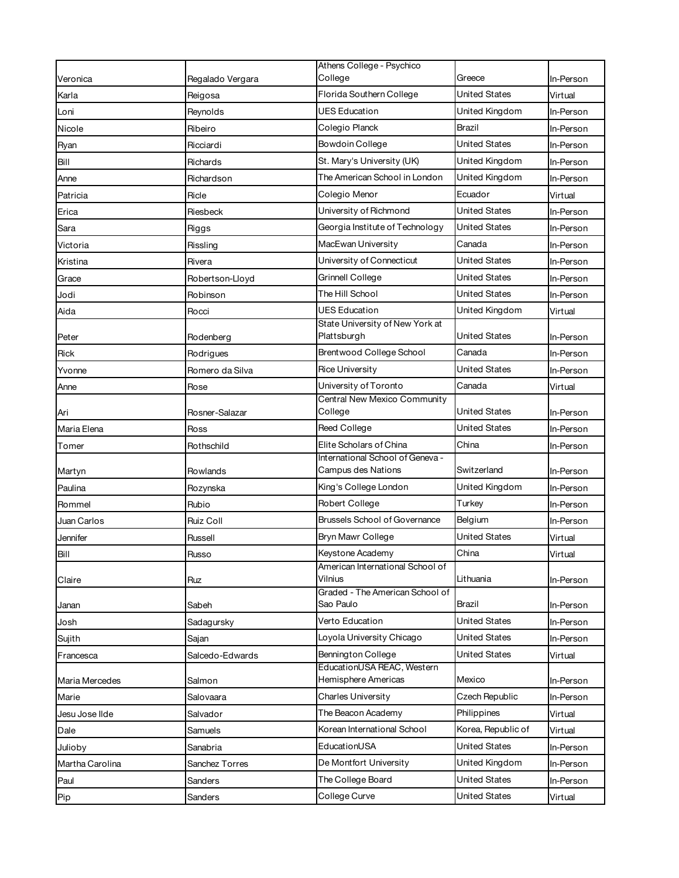| Veronica | Regalado Vergara | Athens College - Psychico College | Greece | In-Person |
|---|---|---|---|---|
| Karla | Reigosa | Florida Southern College | United States | Virtual |
| Loni | Reynolds | UES Education | United Kingdom | In-Person |
| Nicole | Ribeiro | Colegio Planck | Brazil | In-Person |
| Ryan | Ricciardi | Bowdoin College | United States | In-Person |
| Bill | Richards | St. Mary's University (UK) | United Kingdom | In-Person |
| Anne | Richardson | The American School in London | United Kingdom | In-Person |
| Patricia | Ricle | Colegio Menor | Ecuador | Virtual |
| Erica | Riesbeck | University of Richmond | United States | In-Person |
| Sara | Riggs | Georgia Institute of Technology | United States | In-Person |
| Victoria | Rissling | MacEwan University | Canada | In-Person |
| Kristina | Rivera | University of Connecticut | United States | In-Person |
| Grace | Robertson-Lloyd | Grinnell College | United States | In-Person |
| Jodi | Robinson | The Hill School | United States | In-Person |
| Aida | Rocci | UES Education | United Kingdom | Virtual |
| Peter | Rodenberg | State University of New York at Plattsburgh | United States | In-Person |
| Rick | Rodrigues | Brentwood College School | Canada | In-Person |
| Yvonne | Romero da Silva | Rice University | United States | In-Person |
| Anne | Rose | University of Toronto | Canada | Virtual |
| Ari | Rosner-Salazar | Central New Mexico Community College | United States | In-Person |
| Maria Elena | Ross | Reed College | United States | In-Person |
| Tomer | Rothschild | Elite Scholars of China | China | In-Person |
| Martyn | Rowlands | International School of Geneva - Campus des Nations | Switzerland | In-Person |
| Paulina | Rozynska | King's College London | United Kingdom | In-Person |
| Rommel | Rubio | Robert College | Turkey | In-Person |
| Juan Carlos | Ruiz Coll | Brussels School of Governance | Belgium | In-Person |
| Jennifer | Russell | Bryn Mawr College | United States | Virtual |
| Bill | Russo | Keystone Academy | China | Virtual |
| Claire | Ruz | American International School of Vilnius | Lithuania | In-Person |
| Janan | Sabeh | Graded - The American School of Sao Paulo | Brazil | In-Person |
| Josh | Sadagursky | Verto Education | United States | In-Person |
| Sujith | Sajan | Loyola University Chicago | United States | In-Person |
| Francesca | Salcedo-Edwards | Bennington College | United States | Virtual |
| Maria Mercedes | Salmon | EducationUSA REAC, Western Hemisphere Americas | Mexico | In-Person |
| Marie | Salovaara | Charles University | Czech Republic | In-Person |
| Jesu Jose Ilde | Salvador | The Beacon Academy | Philippines | Virtual |
| Dale | Samuels | Korean International School | Korea, Republic of | Virtual |
| Julioby | Sanabria | EducationUSA | United States | In-Person |
| Martha Carolina | Sanchez Torres | De Montfort University | United Kingdom | In-Person |
| Paul | Sanders | The College Board | United States | In-Person |
| Pip | Sanders | College Curve | United States | Virtual |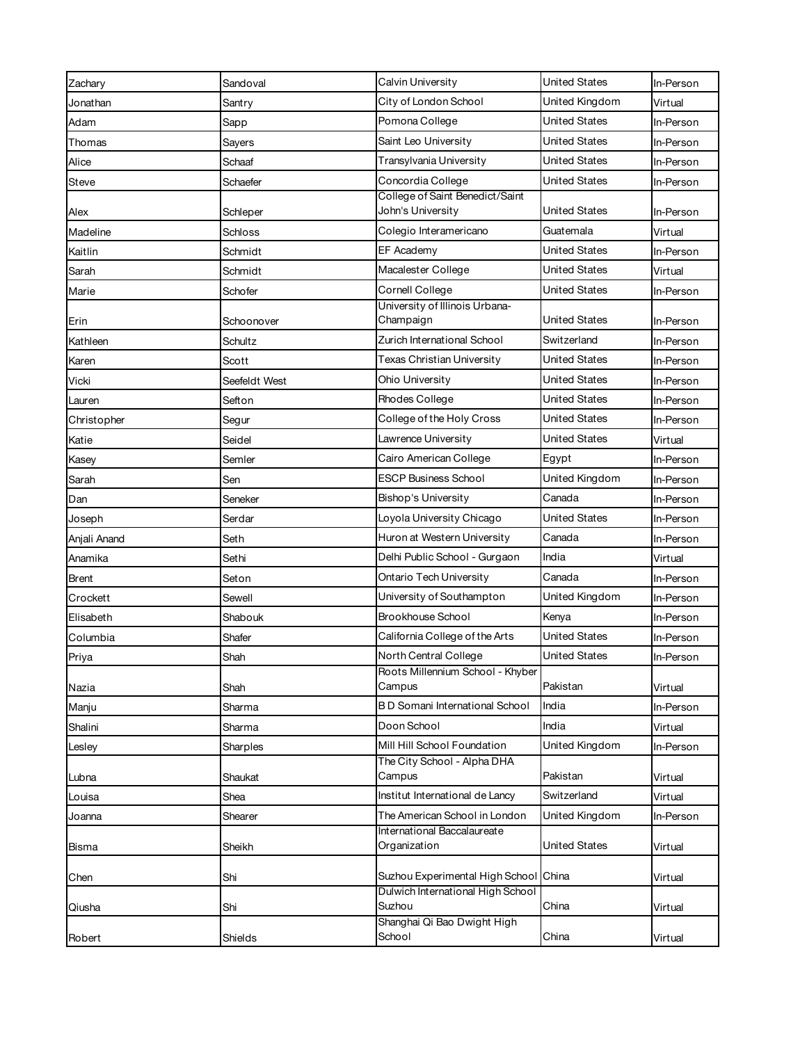| | | | | |
|---|---|---|---|---|
| Zachary | Sandoval | Calvin University | United States | In-Person |
| Jonathan | Santry | City of London School | United Kingdom | Virtual |
| Adam | Sapp | Pomona College | United States | In-Person |
| Thomas | Sayers | Saint Leo University | United States | In-Person |
| Alice | Schaaf | Transylvania University | United States | In-Person |
| Steve | Schaefer | Concordia College | United States | In-Person |
| Alex | Schleper | College of Saint Benedict/Saint John's University | United States | In-Person |
| Madeline | Schloss | Colegio Interamericano | Guatemala | Virtual |
| Kaitlin | Schmidt | EF Academy | United States | In-Person |
| Sarah | Schmidt | Macalester College | United States | Virtual |
| Marie | Schofer | Cornell College | United States | In-Person |
| Erin | Schoonover | University of Illinois Urbana-Champaign | United States | In-Person |
| Kathleen | Schultz | Zurich International School | Switzerland | In-Person |
| Karen | Scott | Texas Christian University | United States | In-Person |
| Vicki | Seefeldt West | Ohio University | United States | In-Person |
| Lauren | Sefton | Rhodes College | United States | In-Person |
| Christopher | Segur | College of the Holy Cross | United States | In-Person |
| Katie | Seidel | Lawrence University | United States | Virtual |
| Kasey | Semler | Cairo American College | Egypt | In-Person |
| Sarah | Sen | ESCP Business School | United Kingdom | In-Person |
| Dan | Seneker | Bishop's University | Canada | In-Person |
| Joseph | Serdar | Loyola University Chicago | United States | In-Person |
| Anjali Anand | Seth | Huron at Western University | Canada | In-Person |
| Anamika | Sethi | Delhi Public School - Gurgaon | India | Virtual |
| Brent | Seton | Ontario Tech University | Canada | In-Person |
| Crockett | Sewell | University of Southampton | United Kingdom | In-Person |
| Elisabeth | Shabouk | Brookhouse School | Kenya | In-Person |
| Columbia | Shafer | California College of the Arts | United States | In-Person |
| Priya | Shah | North Central College | United States | In-Person |
| Nazia | Shah | Roots Millennium School - Khyber Campus | Pakistan | Virtual |
| Manju | Sharma | B D Somani International School | India | In-Person |
| Shalini | Sharma | Doon School | India | Virtual |
| Lesley | Sharples | Mill Hill School Foundation | United Kingdom | In-Person |
| Lubna | Shaukat | The City School - Alpha DHA Campus | Pakistan | Virtual |
| Louisa | Shea | Institut International de Lancy | Switzerland | Virtual |
| Joanna | Shearer | The American School in London | United Kingdom | In-Person |
| Bisma | Sheikh | International Baccalaureate Organization | United States | Virtual |
| Chen | Shi | Suzhou Experimental High School | China | Virtual |
| Qiusha | Shi | Dulwich International High School Suzhou | China | Virtual |
| Robert | Shields | Shanghai Qi Bao Dwight High School | China | Virtual |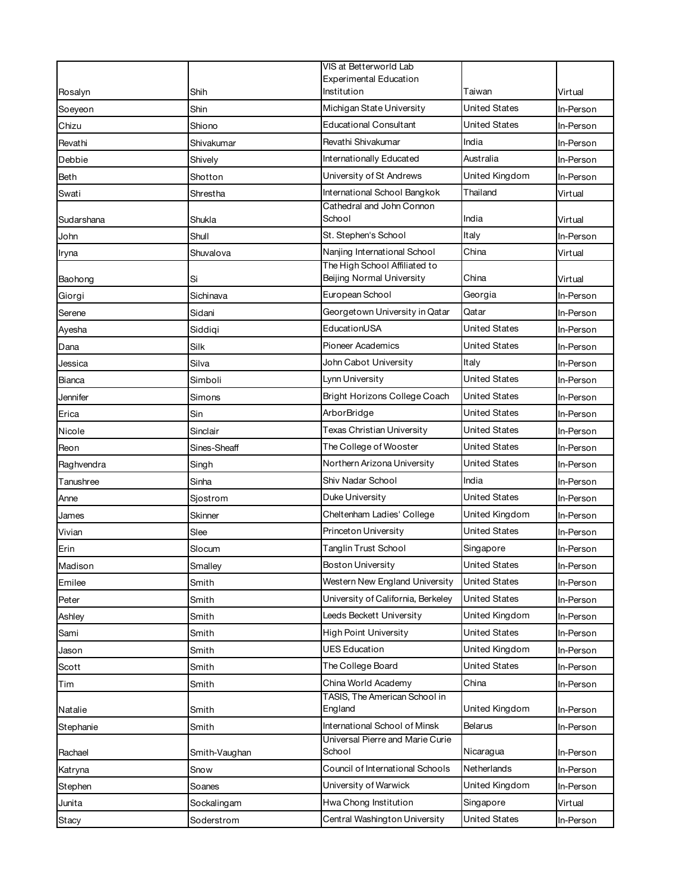| | | | | |
|---|---|---|---|---|
| Rosalyn | Shih | VIS at Betterworld Lab Experimental Education Institution | Taiwan | Virtual |
| Soeyeon | Shin | Michigan State University | United States | In-Person |
| Chizu | Shiono | Educational Consultant | United States | In-Person |
| Revathi | Shivakumar | Revathi Shivakumar | India | In-Person |
| Debbie | Shively | Internationally Educated | Australia | In-Person |
| Beth | Shotton | University of St Andrews | United Kingdom | In-Person |
| Swati | Shrestha | International School Bangkok | Thailand | Virtual |
| Sudarshana | Shukla | Cathedral and John Connon School | India | Virtual |
| John | Shull | St. Stephen's School | Italy | In-Person |
| Iryna | Shuvalova | Nanjing International School | China | Virtual |
| Baohong | Si | The High School Affiliated to Beijing Normal University | China | Virtual |
| Giorgi | Sichinava | European School | Georgia | In-Person |
| Serene | Sidani | Georgetown University in Qatar | Qatar | In-Person |
| Ayesha | Siddiqi | EducationUSA | United States | In-Person |
| Dana | Silk | Pioneer Academics | United States | In-Person |
| Jessica | Silva | John Cabot University | Italy | In-Person |
| Bianca | Simboli | Lynn University | United States | In-Person |
| Jennifer | Simons | Bright Horizons College Coach | United States | In-Person |
| Erica | Sin | ArborBridge | United States | In-Person |
| Nicole | Sinclair | Texas Christian University | United States | In-Person |
| Reon | Sines-Sheaff | The College of Wooster | United States | In-Person |
| Raghvendra | Singh | Northern Arizona University | United States | In-Person |
| Tanushree | Sinha | Shiv Nadar School | India | In-Person |
| Anne | Sjostrom | Duke University | United States | In-Person |
| James | Skinner | Cheltenham Ladies' College | United Kingdom | In-Person |
| Vivian | Slee | Princeton University | United States | In-Person |
| Erin | Slocum | Tanglin Trust School | Singapore | In-Person |
| Madison | Smalley | Boston University | United States | In-Person |
| Emilee | Smith | Western New England University | United States | In-Person |
| Peter | Smith | University of California, Berkeley | United States | In-Person |
| Ashley | Smith | Leeds Beckett University | United Kingdom | In-Person |
| Sami | Smith | High Point University | United States | In-Person |
| Jason | Smith | UES Education | United Kingdom | In-Person |
| Scott | Smith | The College Board | United States | In-Person |
| Tim | Smith | China World Academy | China | In-Person |
| Natalie | Smith | TASIS, The American School in England | United Kingdom | In-Person |
| Stephanie | Smith | International School of Minsk | Belarus | In-Person |
| Rachael | Smith-Vaughan | Universal Pierre and Marie Curie School | Nicaragua | In-Person |
| Katryna | Snow | Council of International Schools | Netherlands | In-Person |
| Stephen | Soanes | University of Warwick | United Kingdom | In-Person |
| Junita | Sockalingam | Hwa Chong Institution | Singapore | Virtual |
| Stacy | Soderstrom | Central Washington University | United States | In-Person |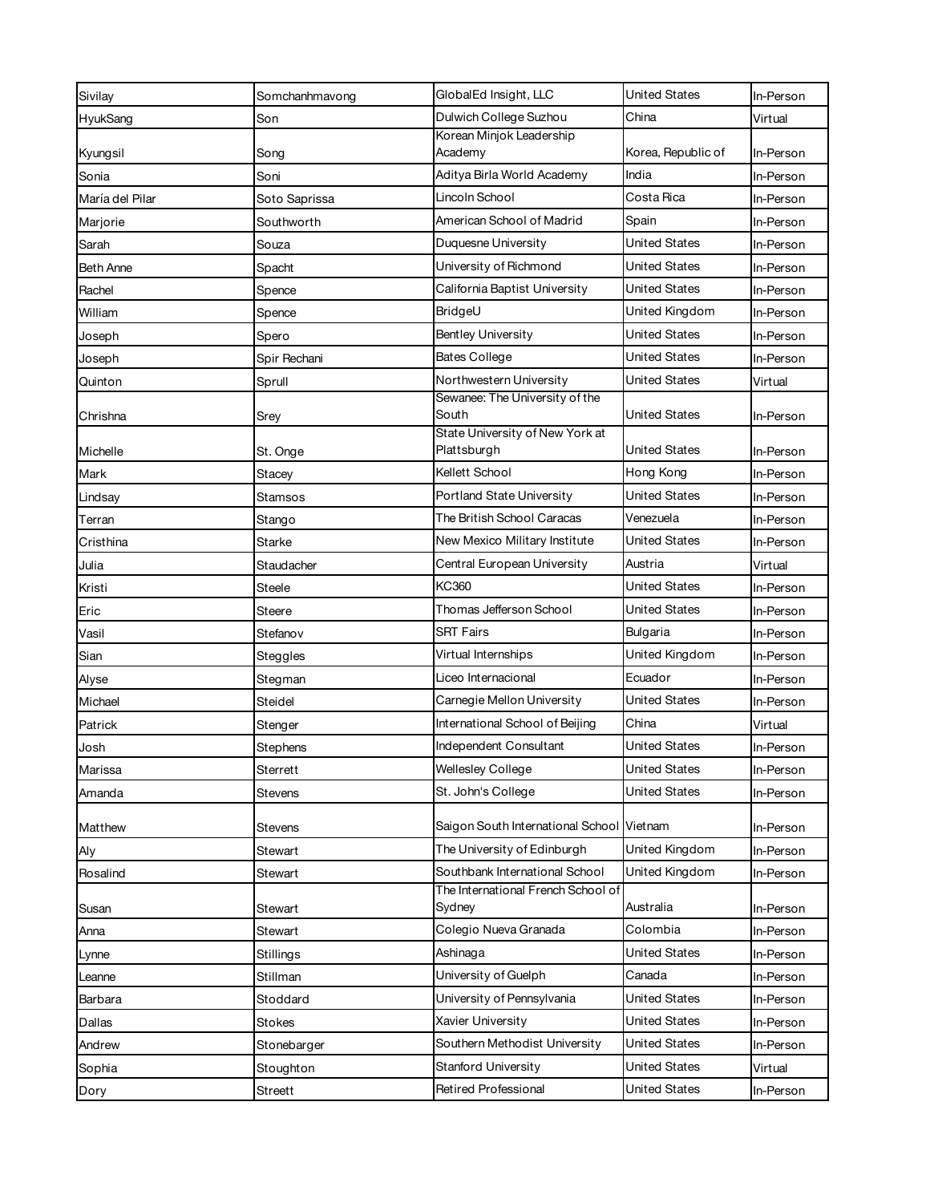| | | | | |
|---|---|---|---|---|
| Sivilay | Somchanhmavong | GlobalEd Insight, LLC | United States | In-Person |
| HyukSang | Son | Dulwich College Suzhou | China | Virtual |
| Kyungsil | Song | Korean Minjok Leadership Academy | Korea, Republic of | In-Person |
| Sonia | Soni | Aditya Birla World Academy | India | In-Person |
| María del Pilar | Soto Saprissa | Lincoln School | Costa Rica | In-Person |
| Marjorie | Southworth | American School of Madrid | Spain | In-Person |
| Sarah | Souza | Duquesne University | United States | In-Person |
| Beth Anne | Spacht | University of Richmond | United States | In-Person |
| Rachel | Spence | California Baptist University | United States | In-Person |
| William | Spence | BridgeU | United Kingdom | In-Person |
| Joseph | Spero | Bentley University | United States | In-Person |
| Joseph | Spir Rechani | Bates College | United States | In-Person |
| Quinton | Sprull | Northwestern University | United States | Virtual |
| Chrishna | Srey | Sewanee: The University of the South | United States | In-Person |
| Michelle | St. Onge | State University of New York at Plattsburgh | United States | In-Person |
| Mark | Stacey | Kellett School | Hong Kong | In-Person |
| Lindsay | Stamsos | Portland State University | United States | In-Person |
| Terran | Stango | The British School Caracas | Venezuela | In-Person |
| Cristhina | Starke | New Mexico Military Institute | United States | In-Person |
| Julia | Staudacher | Central European University | Austria | Virtual |
| Kristi | Steele | KC360 | United States | In-Person |
| Eric | Steere | Thomas Jefferson School | United States | In-Person |
| Vasil | Stefanov | SRT Fairs | Bulgaria | In-Person |
| Sian | Steggles | Virtual Internships | United Kingdom | In-Person |
| Alyse | Stegman | Liceo Internacional | Ecuador | In-Person |
| Michael | Steidel | Carnegie Mellon University | United States | In-Person |
| Patrick | Stenger | International School of Beijing | China | Virtual |
| Josh | Stephens | Independent Consultant | United States | In-Person |
| Marissa | Sterrett | Wellesley College | United States | In-Person |
| Amanda | Stevens | St. John's College | United States | In-Person |
| Matthew | Stevens | Saigon South International School | Vietnam | In-Person |
| Aly | Stewart | The University of Edinburgh | United Kingdom | In-Person |
| Rosalind | Stewart | Southbank International School | United Kingdom | In-Person |
| Susan | Stewart | The International French School of Sydney | Australia | In-Person |
| Anna | Stewart | Colegio Nueva Granada | Colombia | In-Person |
| Lynne | Stillings | Ashinaga | United States | In-Person |
| Leanne | Stillman | University of Guelph | Canada | In-Person |
| Barbara | Stoddard | University of Pennsylvania | United States | In-Person |
| Dallas | Stokes | Xavier University | United States | In-Person |
| Andrew | Stonebarger | Southern Methodist University | United States | In-Person |
| Sophia | Stoughton | Stanford University | United States | Virtual |
| Dory | Streett | Retired Professional | United States | In-Person |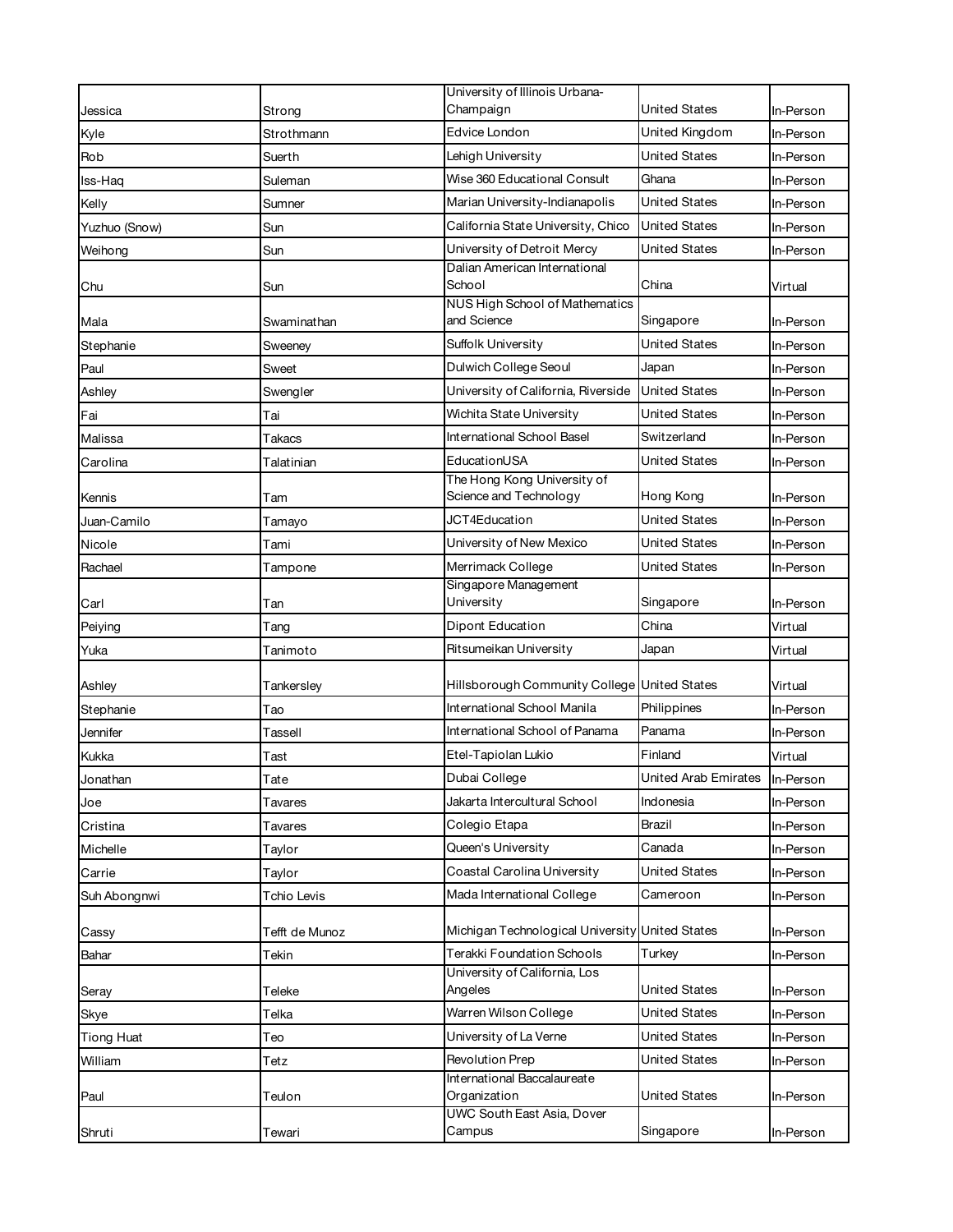| | | | | |
|---|---|---|---|---|
| Jessica | Strong | University of Illinois Urbana-Champaign | United States | In-Person |
| Kyle | Strothmann | Edvice London | United Kingdom | In-Person |
| Rob | Suerth | Lehigh University | United States | In-Person |
| Iss-Haq | Suleman | Wise 360 Educational Consult | Ghana | In-Person |
| Kelly | Sumner | Marian University-Indianapolis | United States | In-Person |
| Yuzhuo (Snow) | Sun | California State University, Chico | United States | In-Person |
| Weihong | Sun | University of Detroit Mercy | United States | In-Person |
| Chu | Sun | Dalian American International School | China | Virtual |
| Mala | Swaminathan | NUS High School of Mathematics and Science | Singapore | In-Person |
| Stephanie | Sweeney | Suffolk University | United States | In-Person |
| Paul | Sweet | Dulwich College Seoul | Japan | In-Person |
| Ashley | Swengler | University of California, Riverside | United States | In-Person |
| Fai | Tai | Wichita State University | United States | In-Person |
| Malissa | Takacs | International School Basel | Switzerland | In-Person |
| Carolina | Talatinian | EducationUSA | United States | In-Person |
| Kennis | Tam | The Hong Kong University of Science and Technology | Hong Kong | In-Person |
| Juan-Camilo | Tamayo | JCT4Education | United States | In-Person |
| Nicole | Tami | University of New Mexico | United States | In-Person |
| Rachael | Tampone | Merrimack College | United States | In-Person |
| Carl | Tan | Singapore Management University | Singapore | In-Person |
| Peiying | Tang | Dipont Education | China | Virtual |
| Yuka | Tanimoto | Ritsumeikan University | Japan | Virtual |
| Ashley | Tankersley | Hillsborough Community College | United States | Virtual |
| Stephanie | Tao | International School Manila | Philippines | In-Person |
| Jennifer | Tassell | International School of Panama | Panama | In-Person |
| Kukka | Tast | Etel-Tapiolan Lukio | Finland | Virtual |
| Jonathan | Tate | Dubai College | United Arab Emirates | In-Person |
| Joe | Tavares | Jakarta Intercultural School | Indonesia | In-Person |
| Cristina | Tavares | Colegio Etapa | Brazil | In-Person |
| Michelle | Taylor | Queen's University | Canada | In-Person |
| Carrie | Taylor | Coastal Carolina University | United States | In-Person |
| Suh Abongnwi | Tchio Levis | Mada International College | Cameroon | In-Person |
| Cassy | Tefft de Munoz | Michigan Technological University | United States | In-Person |
| Bahar | Tekin | Terakki Foundation Schools | Turkey | In-Person |
| Seray | Teleke | University of California, Los Angeles | United States | In-Person |
| Skye | Telka | Warren Wilson College | United States | In-Person |
| Tiong Huat | Teo | University of La Verne | United States | In-Person |
| William | Tetz | Revolution Prep | United States | In-Person |
| Paul | Teulon | International Baccalaureate Organization | United States | In-Person |
| Shruti | Tewari | UWC South East Asia, Dover Campus | Singapore | In-Person |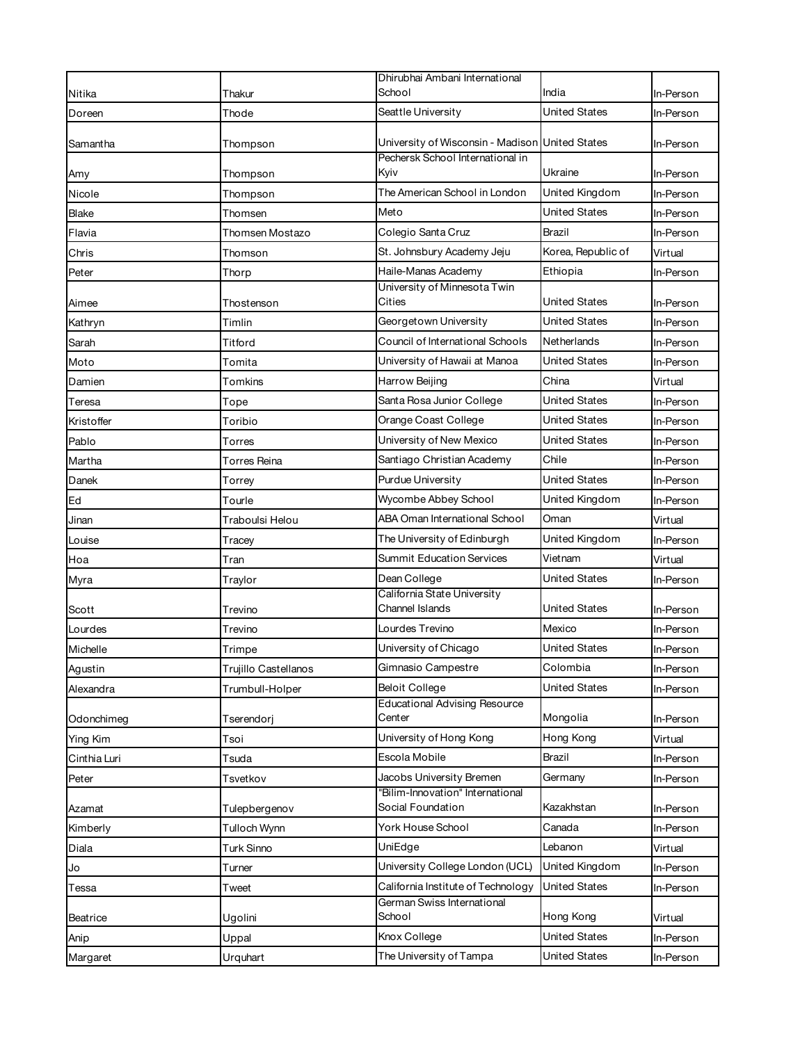| | | | | |
|---|---|---|---|---|
| Nitika | Thakur | Dhirubhai Ambani International School | India | In-Person |
| Doreen | Thode | Seattle University | United States | In-Person |
| Samantha | Thompson | University of Wisconsin - Madison | United States | In-Person |
| Amy | Thompson | Pechersk School International in Kyiv | Ukraine | In-Person |
| Nicole | Thompson | The American School in London | United Kingdom | In-Person |
| Blake | Thomsen | Meto | United States | In-Person |
| Flavia | Thomsen Mostazo | Colegio Santa Cruz | Brazil | In-Person |
| Chris | Thomson | St. Johnsbury Academy Jeju | Korea, Republic of | Virtual |
| Peter | Thorp | Haile-Manas Academy | Ethiopia | In-Person |
| Aimee | Thostenson | University of Minnesota Twin Cities | United States | In-Person |
| Kathryn | Timlin | Georgetown University | United States | In-Person |
| Sarah | Titford | Council of International Schools | Netherlands | In-Person |
| Moto | Tomita | University of Hawaii at Manoa | United States | In-Person |
| Damien | Tomkins | Harrow Beijing | China | Virtual |
| Teresa | Tope | Santa Rosa Junior College | United States | In-Person |
| Kristoffer | Toribio | Orange Coast College | United States | In-Person |
| Pablo | Torres | University of New Mexico | United States | In-Person |
| Martha | Torres Reina | Santiago Christian Academy | Chile | In-Person |
| Danek | Torrey | Purdue University | United States | In-Person |
| Ed | Tourle | Wycombe Abbey School | United Kingdom | In-Person |
| Jinan | Traboulsi Helou | ABA Oman International School | Oman | Virtual |
| Louise | Tracey | The University of Edinburgh | United Kingdom | In-Person |
| Hoa | Tran | Summit Education Services | Vietnam | Virtual |
| Myra | Traylor | Dean College | United States | In-Person |
| Scott | Trevino | California State University Channel Islands | United States | In-Person |
| Lourdes | Trevino | Lourdes Trevino | Mexico | In-Person |
| Michelle | Trimpe | University of Chicago | United States | In-Person |
| Agustin | Trujillo Castellanos | Gimnasio Campestre | Colombia | In-Person |
| Alexandra | Trumbull-Holper | Beloit College | United States | In-Person |
| Odonchimeg | Tserendorj | Educational Advising Resource Center | Mongolia | In-Person |
| Ying Kim | Tsoi | University of Hong Kong | Hong Kong | Virtual |
| Cinthia Luri | Tsuda | Escola Mobile | Brazil | In-Person |
| Peter | Tsvetkov | Jacobs University Bremen | Germany | In-Person |
| Azamat | Tulepbergenov | "Bilim-Innovation" International Social Foundation | Kazakhstan | In-Person |
| Kimberly | Tulloch Wynn | York House School | Canada | In-Person |
| Diala | Turk Sinno | UniEdge | Lebanon | Virtual |
| Jo | Turner | University College London (UCL) | United Kingdom | In-Person |
| Tessa | Tweet | California Institute of Technology | United States | In-Person |
| Beatrice | Ugolini | German Swiss International School | Hong Kong | Virtual |
| Anip | Uppal | Knox College | United States | In-Person |
| Margaret | Urquhart | The University of Tampa | United States | In-Person |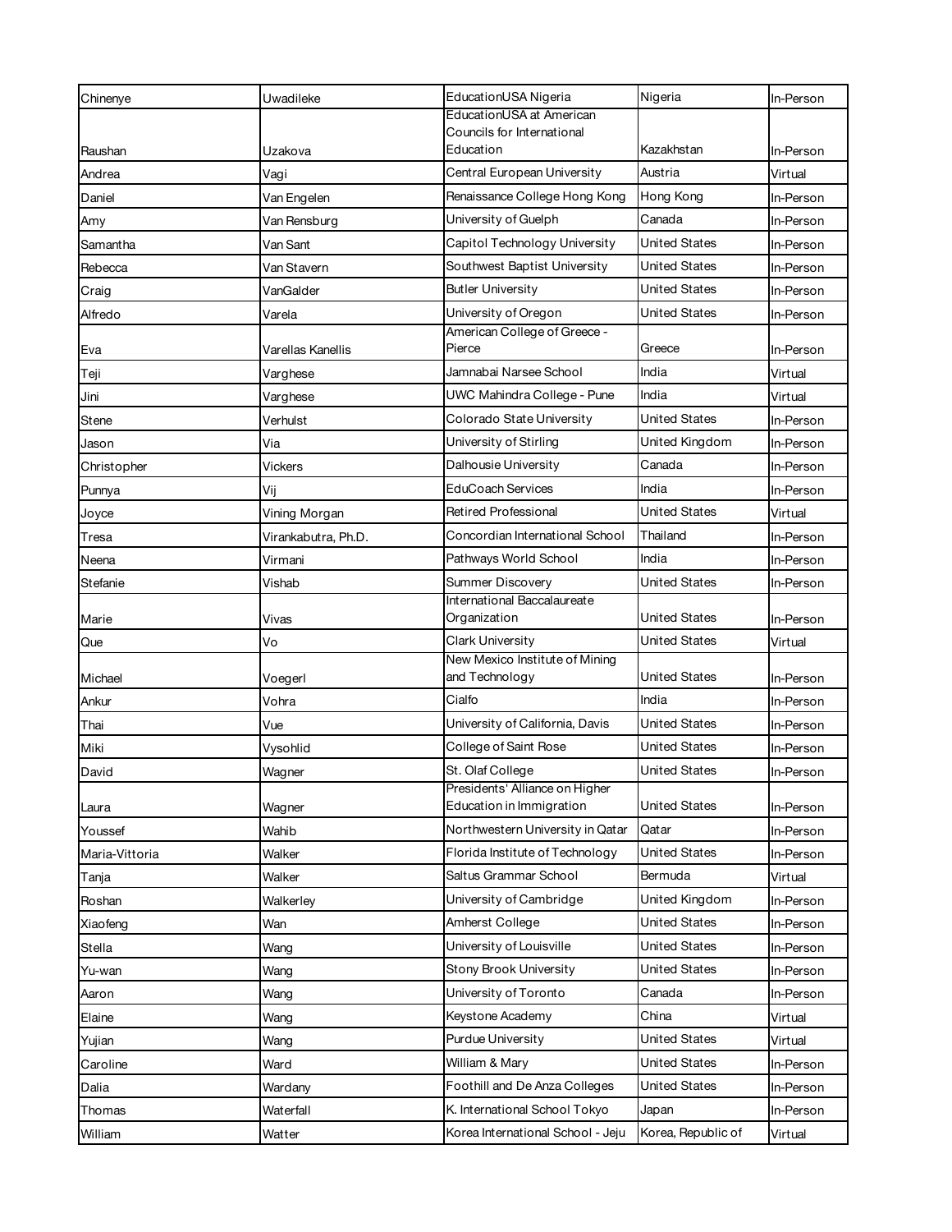| Chinenye | Uwadileke | EducationUSA Nigeria | Nigeria | In-Person |
|---|---|---|---|---|
| Raushan | Uzakova | EducationUSA at American Councils for International Education | Kazakhstan | In-Person |
| Andrea | Vagi | Central European University | Austria | Virtual |
| Daniel | Van Engelen | Renaissance College Hong Kong | Hong Kong | In-Person |
| Amy | Van Rensburg | University of Guelph | Canada | In-Person |
| Samantha | Van Sant | Capitol Technology University | United States | In-Person |
| Rebecca | Van Stavern | Southwest Baptist University | United States | In-Person |
| Craig | VanGalder | Butler University | United States | In-Person |
| Alfredo | Varela | University of Oregon | United States | In-Person |
| Eva | Varellas Kanellis | American College of Greece - Pierce | Greece | In-Person |
| Teji | Varghese | Jamnabai Narsee School | India | Virtual |
| Jini | Varghese | UWC Mahindra College - Pune | India | Virtual |
| Stene | Verhulst | Colorado State University | United States | In-Person |
| Jason | Via | University of Stirling | United Kingdom | In-Person |
| Christopher | Vickers | Dalhousie University | Canada | In-Person |
| Punnya | Vij | EduCoach Services | India | In-Person |
| Joyce | Vining Morgan | Retired Professional | United States | Virtual |
| Tresa | Virankabutra, Ph.D. | Concordian International School | Thailand | In-Person |
| Neena | Virmani | Pathways World School | India | In-Person |
| Stefanie | Vishab | Summer Discovery | United States | In-Person |
| Marie | Vivas | International Baccalaureate Organization | United States | In-Person |
| Que | Vo | Clark University | United States | Virtual |
| Michael | Voegerl | New Mexico Institute of Mining and Technology | United States | In-Person |
| Ankur | Vohra | Cialfo | India | In-Person |
| Thai | Vue | University of California, Davis | United States | In-Person |
| Miki | Vysohlid | College of Saint Rose | United States | In-Person |
| David | Wagner | St. Olaf College | United States | In-Person |
| Laura | Wagner | Presidents' Alliance on Higher Education in Immigration | United States | In-Person |
| Youssef | Wahib | Northwestern University in Qatar | Qatar | In-Person |
| Maria-Vittoria | Walker | Florida Institute of Technology | United States | In-Person |
| Tanja | Walker | Saltus Grammar School | Bermuda | Virtual |
| Roshan | Walkerley | University of Cambridge | United Kingdom | In-Person |
| Xiaofeng | Wan | Amherst College | United States | In-Person |
| Stella | Wang | University of Louisville | United States | In-Person |
| Yu-wan | Wang | Stony Brook University | United States | In-Person |
| Aaron | Wang | University of Toronto | Canada | In-Person |
| Elaine | Wang | Keystone Academy | China | Virtual |
| Yujian | Wang | Purdue University | United States | Virtual |
| Caroline | Ward | William & Mary | United States | In-Person |
| Dalia | Wardany | Foothill and De Anza Colleges | United States | In-Person |
| Thomas | Waterfall | K. International School Tokyo | Japan | In-Person |
| William | Watter | Korea International School - Jeju | Korea, Republic of | Virtual |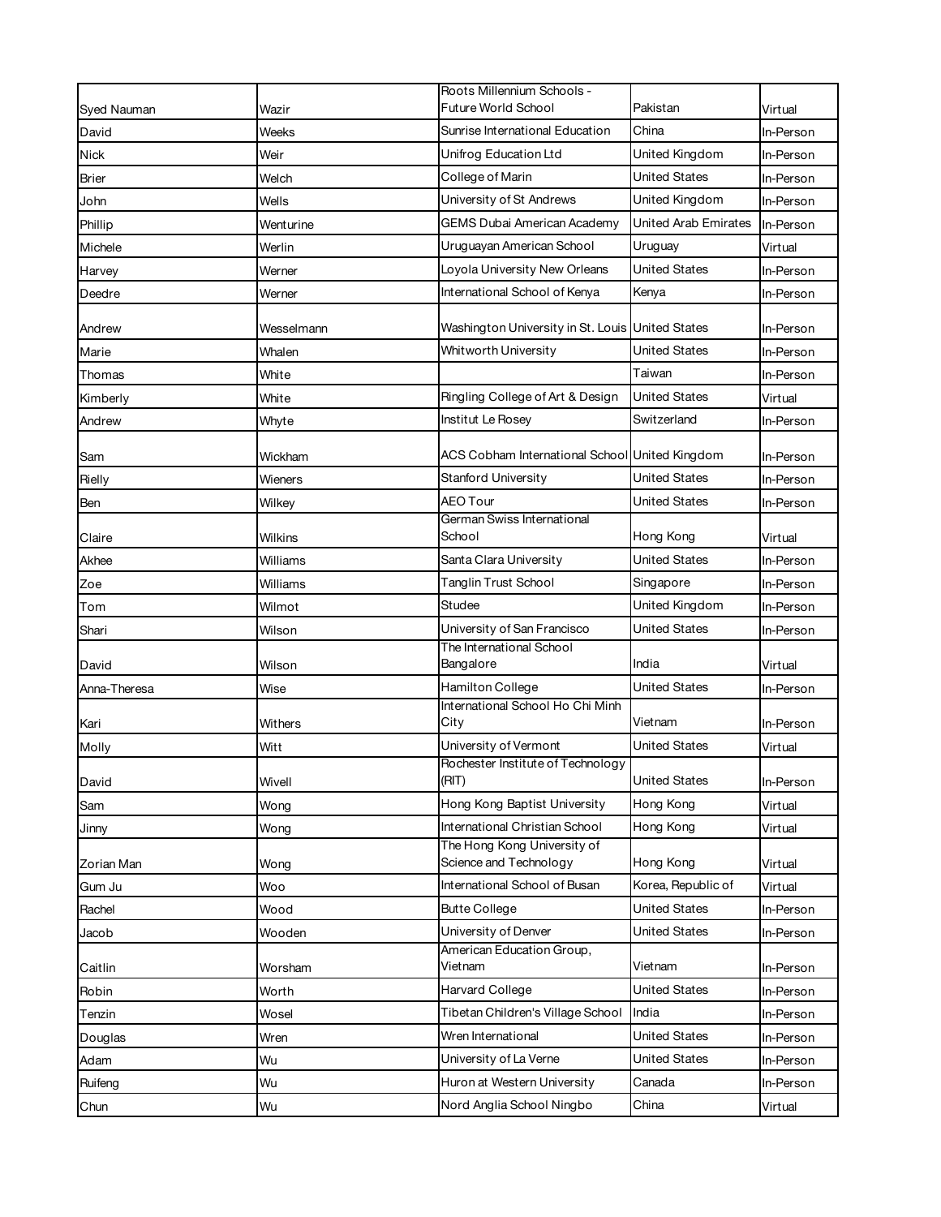| | | | | |
|---|---|---|---|---|
| Syed Nauman | Wazir | Roots Millennium Schools - Future World School | Pakistan | Virtual |
| David | Weeks | Sunrise International Education | China | In-Person |
| Nick | Weir | Unifrog Education Ltd | United Kingdom | In-Person |
| Brier | Welch | College of Marin | United States | In-Person |
| John | Wells | University of St Andrews | United Kingdom | In-Person |
| Phillip | Wenturine | GEMS Dubai American Academy | United Arab Emirates | In-Person |
| Michele | Werlin | Uruguayan American School | Uruguay | Virtual |
| Harvey | Werner | Loyola University New Orleans | United States | In-Person |
| Deedre | Werner | International School of Kenya | Kenya | In-Person |
| Andrew | Wesselmann | Washington University in St. Louis | United States | In-Person |
| Marie | Whalen | Whitworth University | United States | In-Person |
| Thomas | White | | Taiwan | In-Person |
| Kimberly | White | Ringling College of Art & Design | United States | Virtual |
| Andrew | Whyte | Institut Le Rosey | Switzerland | In-Person |
| Sam | Wickham | ACS Cobham International School | United Kingdom | In-Person |
| Rielly | Wieners | Stanford University | United States | In-Person |
| Ben | Wilkey | AEO Tour | United States | In-Person |
| Claire | Wilkins | German Swiss International School | Hong Kong | Virtual |
| Akhee | Williams | Santa Clara University | United States | In-Person |
| Zoe | Williams | Tanglin Trust School | Singapore | In-Person |
| Tom | Wilmot | Studee | United Kingdom | In-Person |
| Shari | Wilson | University of San Francisco | United States | In-Person |
| David | Wilson | The International School Bangalore | India | Virtual |
| Anna-Theresa | Wise | Hamilton College | United States | In-Person |
| Kari | Withers | International School Ho Chi Minh City | Vietnam | In-Person |
| Molly | Witt | University of Vermont | United States | Virtual |
| David | Wivell | Rochester Institute of Technology (RIT) | United States | In-Person |
| Sam | Wong | Hong Kong Baptist University | Hong Kong | Virtual |
| Jinny | Wong | International Christian School | Hong Kong | Virtual |
| Zorian Man | Wong | The Hong Kong University of Science and Technology | Hong Kong | Virtual |
| Gum Ju | Woo | International School of Busan | Korea, Republic of | Virtual |
| Rachel | Wood | Butte College | United States | In-Person |
| Jacob | Wooden | University of Denver | United States | In-Person |
| Caitlin | Worsham | American Education Group, Vietnam | Vietnam | In-Person |
| Robin | Worth | Harvard College | United States | In-Person |
| Tenzin | Wosel | Tibetan Children's Village School | India | In-Person |
| Douglas | Wren | Wren International | United States | In-Person |
| Adam | Wu | University of La Verne | United States | In-Person |
| Ruifeng | Wu | Huron at Western University | Canada | In-Person |
| Chun | Wu | Nord Anglia School Ningbo | China | Virtual |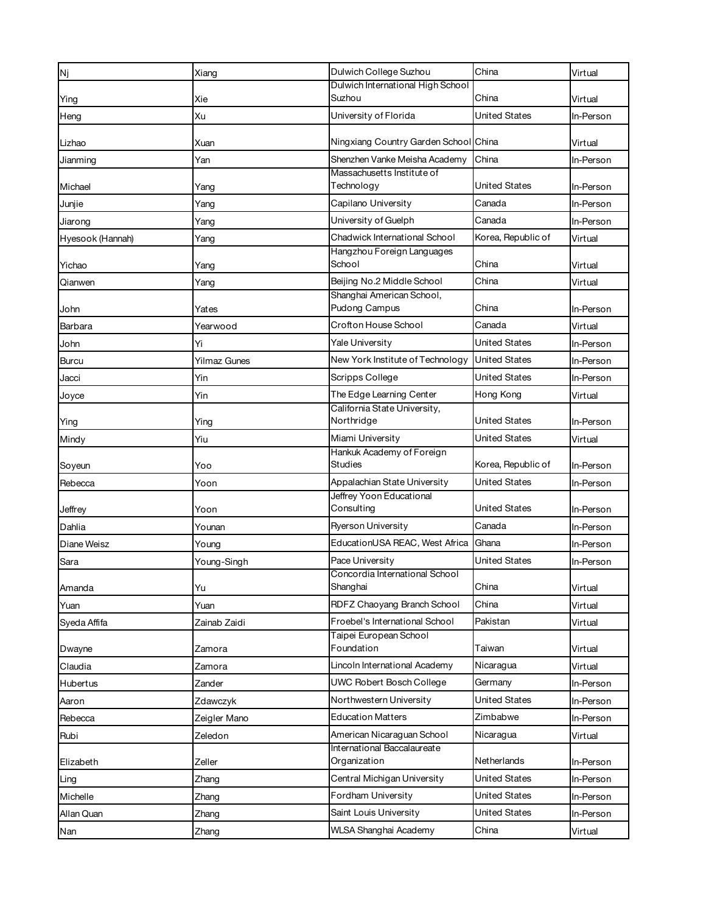| Nj | Xiang | Dulwich College Suzhou | China | Virtual |
|---|---|---|---|---|
| Ying | Xie | Dulwich International High School Suzhou | China | Virtual |
| Heng | Xu | University of Florida | United States | In-Person |
| Lizhao | Xuan | Ningxiang Country Garden School | China | Virtual |
| Jianming | Yan | Shenzhen Vanke Meisha Academy | China | In-Person |
| Michael | Yang | Massachusetts Institute of Technology | United States | In-Person |
| Junjie | Yang | Capilano University | Canada | In-Person |
| Jiarong | Yang | University of Guelph | Canada | In-Person |
| Hyesook (Hannah) | Yang | Chadwick International School | Korea, Republic of | Virtual |
| Yichao | Yang | Hangzhou Foreign Languages School | China | Virtual |
| Qianwen | Yang | Beijing No.2 Middle School | China | Virtual |
| John | Yates | Shanghai American School, Pudong Campus | China | In-Person |
| Barbara | Yearwood | Crofton House School | Canada | Virtual |
| John | Yi | Yale University | United States | In-Person |
| Burcu | Yilmaz Gunes | New York Institute of Technology | United States | In-Person |
| Jacci | Yin | Scripps College | United States | In-Person |
| Joyce | Yin | The Edge Learning Center | Hong Kong | Virtual |
| Ying | Ying | California State University, Northridge | United States | In-Person |
| Mindy | Yiu | Miami University | United States | Virtual |
| Soyeun | Yoo | Hankuk Academy of Foreign Studies | Korea, Republic of | In-Person |
| Rebecca | Yoon | Appalachian State University | United States | In-Person |
| Jeffrey | Yoon | Jeffrey Yoon Educational Consulting | United States | In-Person |
| Dahlia | Younan | Ryerson University | Canada | In-Person |
| Diane Weisz | Young | EducationUSA REAC, West Africa | Ghana | In-Person |
| Sara | Young-Singh | Pace University | United States | In-Person |
| Amanda | Yu | Concordia International School Shanghai | China | Virtual |
| Yuan | Yuan | RDFZ Chaoyang Branch School | China | Virtual |
| Syeda Affifa | Zainab Zaidi | Froebel's International School | Pakistan | Virtual |
| Dwayne | Zamora | Taipei European School Foundation | Taiwan | Virtual |
| Claudia | Zamora | Lincoln International Academy | Nicaragua | Virtual |
| Hubertus | Zander | UWC Robert Bosch College | Germany | In-Person |
| Aaron | Zdawczyk | Northwestern University | United States | In-Person |
| Rebecca | Zeigler Mano | Education Matters | Zimbabwe | In-Person |
| Rubi | Zeledon | American Nicaraguan School | Nicaragua | Virtual |
| Elizabeth | Zeller | International Baccalaureate Organization | Netherlands | In-Person |
| Ling | Zhang | Central Michigan University | United States | In-Person |
| Michelle | Zhang | Fordham University | United States | In-Person |
| Allan Quan | Zhang | Saint Louis University | United States | In-Person |
| Nan | Zhang | WLSA Shanghai Academy | China | Virtual |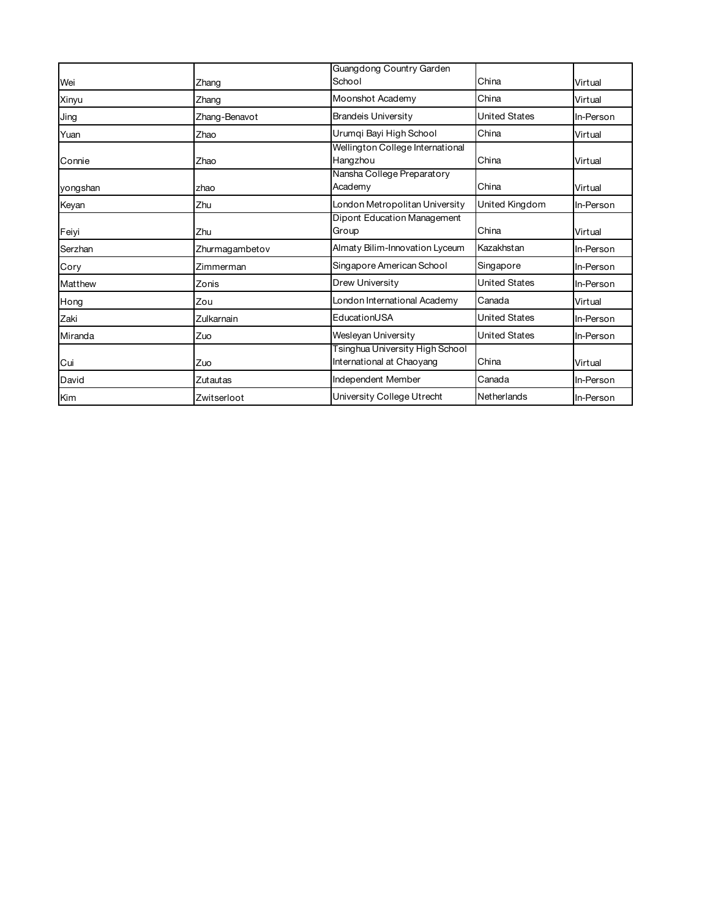| | | | | |
|---|---|---|---|---|
| Wei | Zhang | Guangdong Country Garden School | China | Virtual |
| Xinyu | Zhang | Moonshot Academy | China | Virtual |
| Jing | Zhang-Benavot | Brandeis University | United States | In-Person |
| Yuan | Zhao | Urumqi Bayi High School | China | Virtual |
| Connie | Zhao | Wellington College International Hangzhou | China | Virtual |
| yongshan | zhao | Nansha College Preparatory Academy | China | Virtual |
| Keyan | Zhu | London Metropolitan University | United Kingdom | In-Person |
| Feiyi | Zhu | Dipont Education Management Group | China | Virtual |
| Serzhan | Zhurmagambetov | Almaty Bilim-Innovation Lyceum | Kazakhstan | In-Person |
| Cory | Zimmerman | Singapore American School | Singapore | In-Person |
| Matthew | Zonis | Drew University | United States | In-Person |
| Hong | Zou | London International Academy | Canada | Virtual |
| Zaki | Zulkarnain | EducationUSA | United States | In-Person |
| Miranda | Zuo | Wesleyan University | United States | In-Person |
| Cui | Zuo | Tsinghua University High School International at Chaoyang | China | Virtual |
| David | Zutautas | Independent Member | Canada | In-Person |
| Kim | Zwitserloot | University College Utrecht | Netherlands | In-Person |